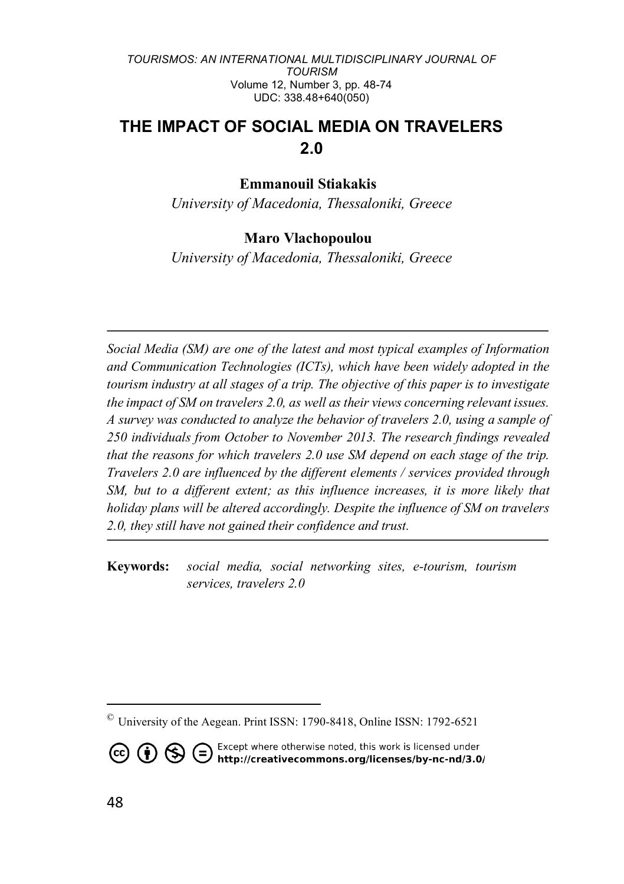# THE IMPACT OF SOCIAL MEDIA ON TRAVELERS 2.0

**Emmanouil Stiakakis**
*University of Macedonia, Thessaloniki, Greece*

**Maro Vlachopoulou**
*University of Macedonia, Thessaloniki, Greece*

---

*Social Media (SM) are one of the latest and most typical examples of Information and Communication Technologies (ICTs), which have been widely adopted in the tourism industry at all stages of a trip. The objective of this paper is to investigate the impact of SM on travelers 2.0, as well as their views concerning relevant issues. A survey was conducted to analyze the behavior of travelers 2.0, using a sample of 250 individuals from October to November 2013. The research findings revealed that the reasons for which travelers 2.0 use SM depend on each stage of the trip. Travelers 2.0 are influenced by the different elements / services provided through SM, but to a different extent; as this influence increases, it is more likely that holiday plans will be altered accordingly. Despite the influence of SM on travelers 2.0, they still have not gained their confidence and trust.*

---

**Keywords:** *social media, social networking sites, e-tourism, tourism services, travelers 2.0*

© University of the Aegean. Print ISSN: 1790-8418, Online ISSN: 1792-6521

Except where otherwise noted, this work is licensed under **http://creativecommons.org/licenses/by-nc-nd/3.0/**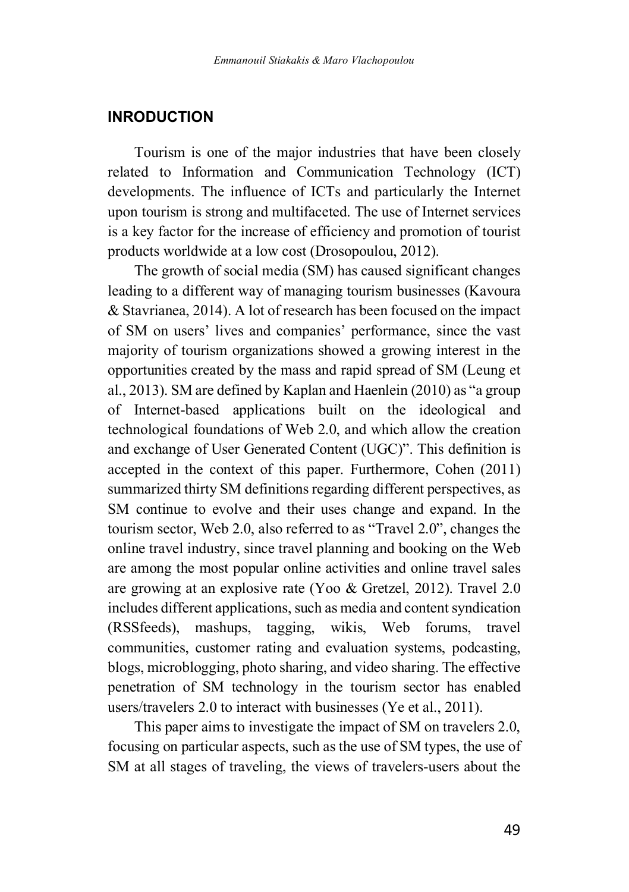## INRODUCTION

Tourism is one of the major industries that have been closely related to Information and Communication Technology (ICT) developments. The influence of ICTs and particularly the Internet upon tourism is strong and multifaceted. The use of Internet services is a key factor for the increase of efficiency and promotion of tourist products worldwide at a low cost (Drosopoulou, 2012).

The growth of social media (SM) has caused significant changes leading to a different way of managing tourism businesses (Kavoura & Stavrianea, 2014). A lot of research has been focused on the impact of SM on users' lives and companies' performance, since the vast majority of tourism organizations showed a growing interest in the opportunities created by the mass and rapid spread of SM (Leung et al., 2013). SM are defined by Kaplan and Haenlein (2010) as "a group of Internet-based applications built on the ideological and technological foundations of Web 2.0, and which allow the creation and exchange of User Generated Content (UGC)". This definition is accepted in the context of this paper. Furthermore, Cohen (2011) summarized thirty SM definitions regarding different perspectives, as SM continue to evolve and their uses change and expand. In the tourism sector, Web 2.0, also referred to as "Travel 2.0", changes the online travel industry, since travel planning and booking on the Web are among the most popular online activities and online travel sales are growing at an explosive rate (Yoo & Gretzel, 2012). Travel 2.0 includes different applications, such as media and content syndication (RSSfeeds), mashups, tagging, wikis, Web forums, travel communities, customer rating and evaluation systems, podcasting, blogs, microblogging, photo sharing, and video sharing. The effective penetration of SM technology in the tourism sector has enabled users/travelers 2.0 to interact with businesses (Ye et al., 2011).

This paper aims to investigate the impact of SM on travelers 2.0, focusing on particular aspects, such as the use of SM types, the use of SM at all stages of traveling, the views of travelers-users about the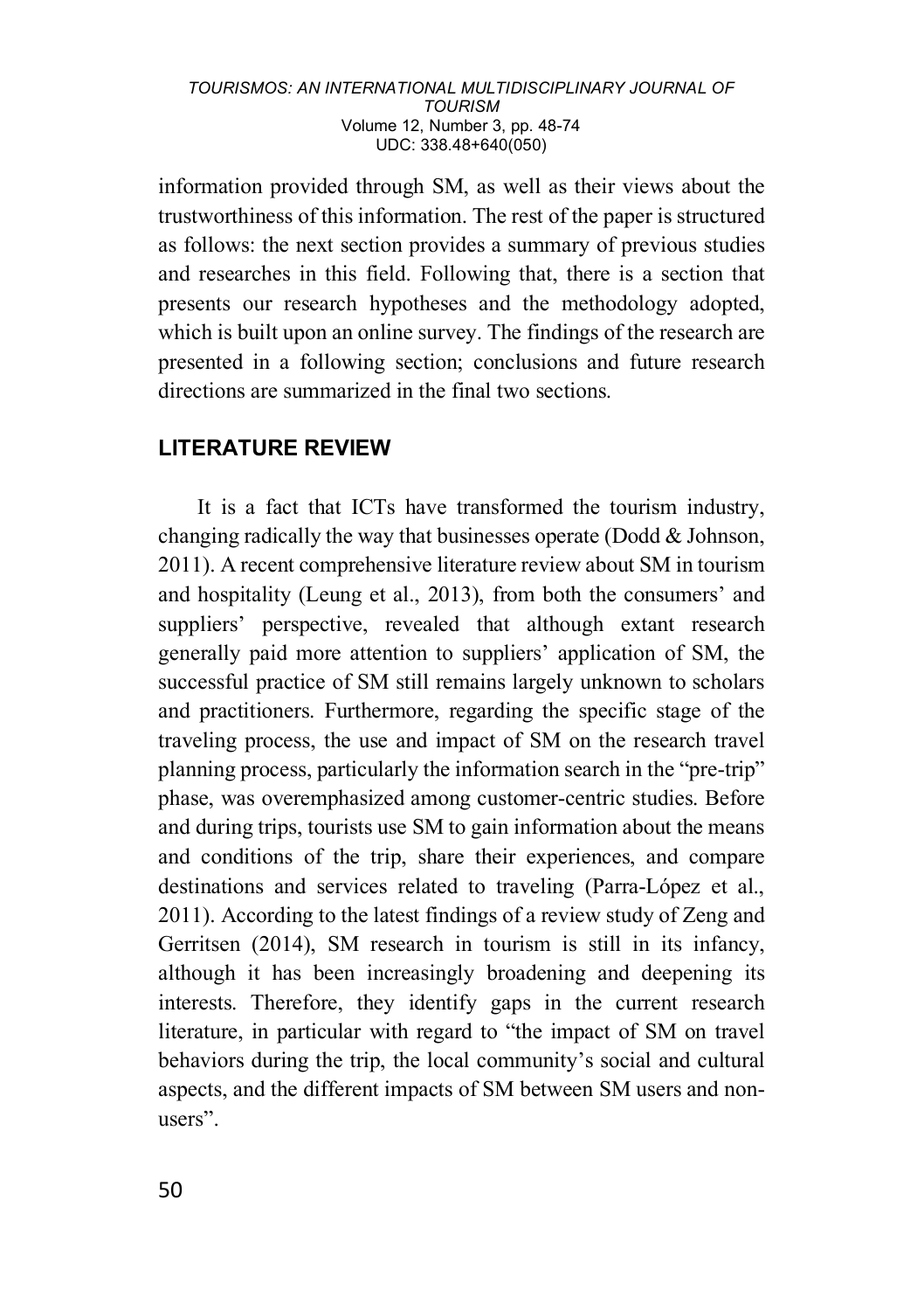information provided through SM, as well as their views about the trustworthiness of this information. The rest of the paper is structured as follows: the next section provides a summary of previous studies and researches in this field. Following that, there is a section that presents our research hypotheses and the methodology adopted, which is built upon an online survey. The findings of the research are presented in a following section; conclusions and future research directions are summarized in the final two sections.

## LITERATURE REVIEW

It is a fact that ICTs have transformed the tourism industry, changing radically the way that businesses operate (Dodd & Johnson, 2011). A recent comprehensive literature review about SM in tourism and hospitality (Leung et al., 2013), from both the consumers' and suppliers' perspective, revealed that although extant research generally paid more attention to suppliers' application of SM, the successful practice of SM still remains largely unknown to scholars and practitioners. Furthermore, regarding the specific stage of the traveling process, the use and impact of SM on the research travel planning process, particularly the information search in the "pre-trip" phase, was overemphasized among customer-centric studies. Before and during trips, tourists use SM to gain information about the means and conditions of the trip, share their experiences, and compare destinations and services related to traveling (Parra-López et al., 2011). According to the latest findings of a review study of Zeng and Gerritsen (2014), SM research in tourism is still in its infancy, although it has been increasingly broadening and deepening its interests. Therefore, they identify gaps in the current research literature, in particular with regard to "the impact of SM on travel behaviors during the trip, the local community's social and cultural aspects, and the different impacts of SM between SM users and non-users".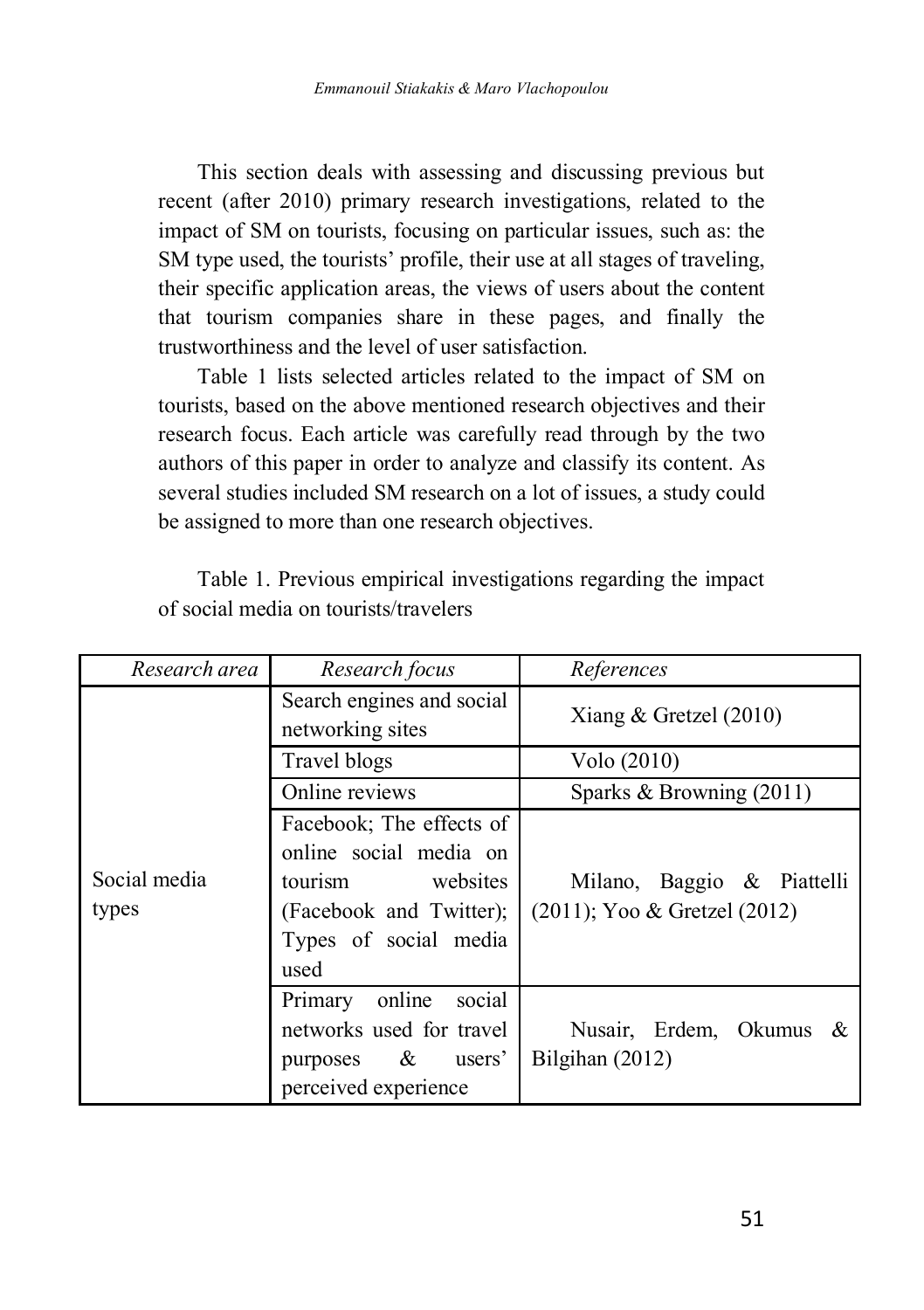This section deals with assessing and discussing previous but recent (after 2010) primary research investigations, related to the impact of SM on tourists, focusing on particular issues, such as: the SM type used, the tourists' profile, their use at all stages of traveling, their specific application areas, the views of users about the content that tourism companies share in these pages, and finally the trustworthiness and the level of user satisfaction.

Table 1 lists selected articles related to the impact of SM on tourists, based on the above mentioned research objectives and their research focus. Each article was carefully read through by the two authors of this paper in order to analyze and classify its content. As several studies included SM research on a lot of issues, a study could be assigned to more than one research objectives.

Table 1. Previous empirical investigations regarding the impact of social media on tourists/travelers

| *Research area* | *Research focus* | *References* |
|---|---|---|
| Social media types | Search engines and social networking sites | Xiang & Gretzel (2010) |
| | Travel blogs | Volo (2010) |
| | Online reviews | Sparks & Browning (2011) |
| | Facebook; The effects of online social media on tourism websites (Facebook and Twitter); Types of social media used | Milano, Baggio & Piattelli (2011); Yoo & Gretzel (2012) |
| | Primary online social networks used for travel purposes & users' perceived experience | Nusair, Erdem, Okumus & Bilgihan (2012) |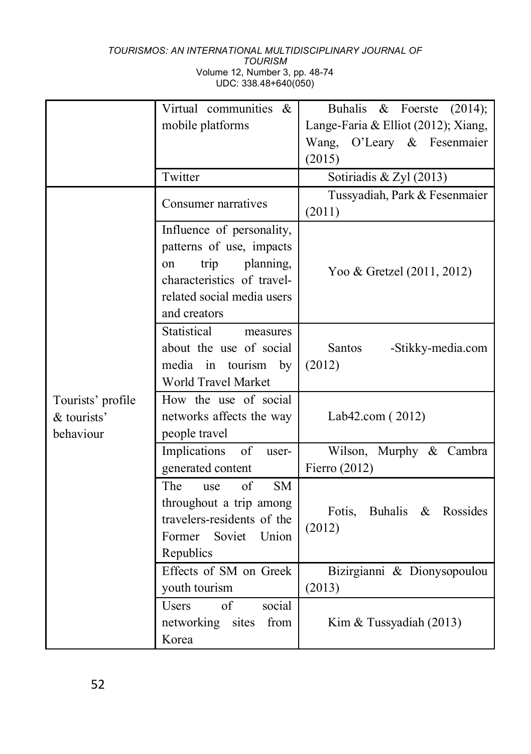| | | |
|---|---|---|
| | Virtual communities & mobile platforms | Buhalis & Foerste (2014); Lange-Faria & Elliot (2012); Xiang, Wang, O'Leary & Fesenmaier (2015) |
| | Twitter | Sotiriadis & Zyl (2013) |
| Tourists' profile & tourists' behaviour | Consumer narratives | Tussyadiah, Park & Fesenmaier (2011) |
| | Influence of personality, patterns of use, impacts on trip planning, characteristics of travel-related social media users and creators | Yoo & Gretzel (2011, 2012) |
| | Statistical measures about the use of social media in tourism by World Travel Market | Santos -Stikky-media.com (2012) |
| | How the use of social networks affects the way people travel | Lab42.com ( 2012) |
| | Implications of user-generated content | Wilson, Murphy & Cambra Fierro (2012) |
| | The use of SM throughout a trip among travelers-residents of the Former Soviet Union Republics | Fotis, Buhalis & Rossides (2012) |
| | Effects of SM on Greek youth tourism | Bizirgianni & Dionysopoulou (2013) |
| | Users of social networking sites from Korea | Kim & Tussyadiah (2013) |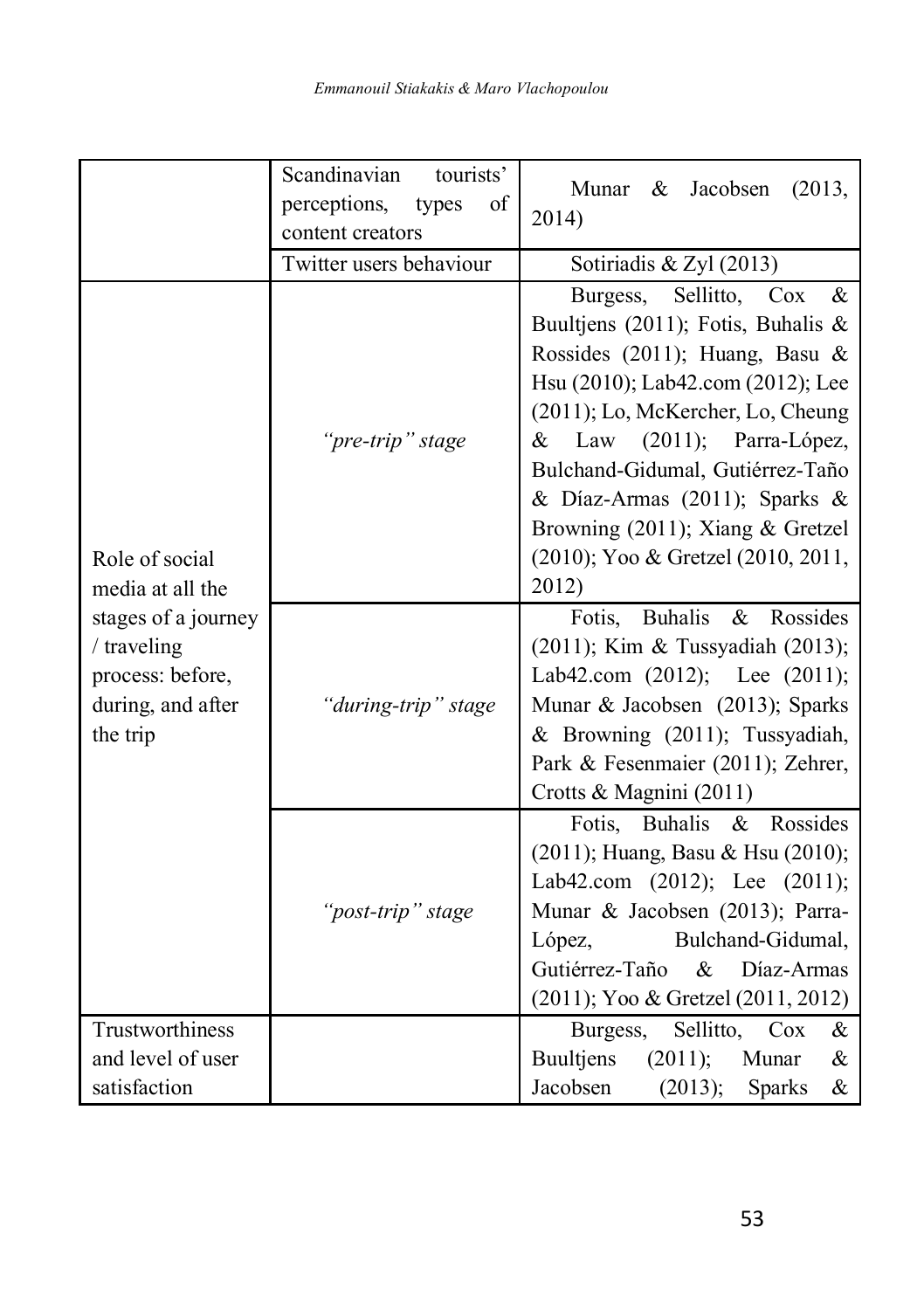| | | |
|---|---|---|
| | Scandinavian tourists' perceptions, types of content creators | Munar & Jacobsen (2013, 2014) |
| | Twitter users behaviour | Sotiriadis & Zyl (2013) |
| Role of social media at all the stages of a journey / traveling process: before, during, and after the trip | *"pre-trip" stage* | Burgess, Sellitto, Cox & Buultjens (2011); Fotis, Buhalis & Rossides (2011); Huang, Basu & Hsu (2010); Lab42.com (2012); Lee (2011); Lo, McKercher, Lo, Cheung & Law (2011); Parra-López, Bulchand-Gidumal, Gutiérrez-Taño & Díaz-Armas (2011); Sparks & Browning (2011); Xiang & Gretzel (2010); Yoo & Gretzel (2010, 2011, 2012) |
| | *"during-trip" stage* | Fotis, Buhalis & Rossides (2011); Kim & Tussyadiah (2013); Lab42.com (2012); Lee (2011); Munar & Jacobsen (2013); Sparks & Browning (2011); Tussyadiah, Park & Fesenmaier (2011); Zehrer, Crotts & Magnini (2011) |
| | *"post-trip" stage* | Fotis, Buhalis & Rossides (2011); Huang, Basu & Hsu (2010); Lab42.com (2012); Lee (2011); Munar & Jacobsen (2013); Parra-López, Bulchand-Gidumal, Gutiérrez-Taño & Díaz-Armas (2011); Yoo & Gretzel (2011, 2012) |
| Trustworthiness and level of user satisfaction | | Burgess, Sellitto, Cox & Buultjens (2011); Munar & Jacobsen (2013); Sparks & |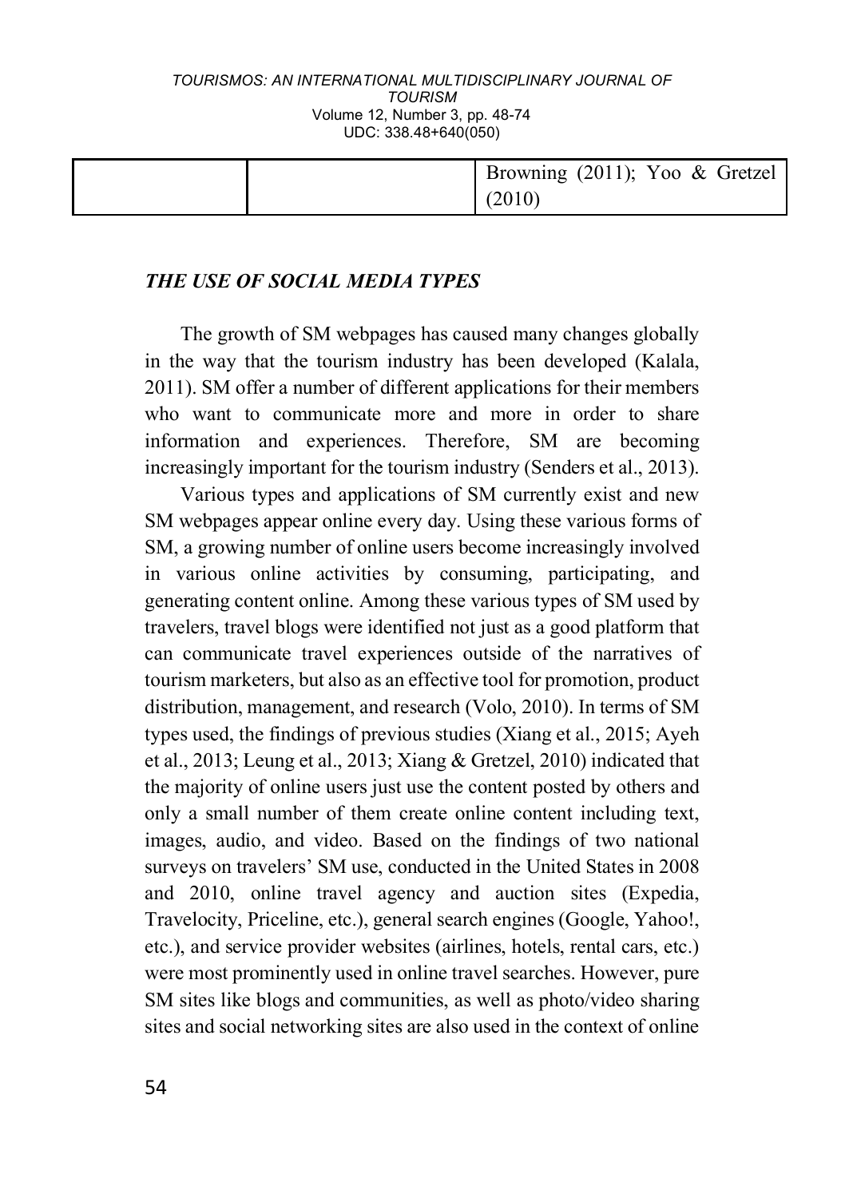| | | Browning (2011); Yoo & Gretzel (2010) |
|---|---|---|

### *THE USE OF SOCIAL MEDIA TYPES*

The growth of SM webpages has caused many changes globally in the way that the tourism industry has been developed (Kalala, 2011). SM offer a number of different applications for their members who want to communicate more and more in order to share information and experiences. Therefore, SM are becoming increasingly important for the tourism industry (Senders et al., 2013).

Various types and applications of SM currently exist and new SM webpages appear online every day. Using these various forms of SM, a growing number of online users become increasingly involved in various online activities by consuming, participating, and generating content online. Among these various types of SM used by travelers, travel blogs were identified not just as a good platform that can communicate travel experiences outside of the narratives of tourism marketers, but also as an effective tool for promotion, product distribution, management, and research (Volo, 2010). In terms of SM types used, the findings of previous studies (Xiang et al., 2015; Ayeh et al., 2013; Leung et al., 2013; Xiang & Gretzel, 2010) indicated that the majority of online users just use the content posted by others and only a small number of them create online content including text, images, audio, and video. Based on the findings of two national surveys on travelers' SM use, conducted in the United States in 2008 and 2010, online travel agency and auction sites (Expedia, Travelocity, Priceline, etc.), general search engines (Google, Yahoo!, etc.), and service provider websites (airlines, hotels, rental cars, etc.) were most prominently used in online travel searches. However, pure SM sites like blogs and communities, as well as photo/video sharing sites and social networking sites are also used in the context of online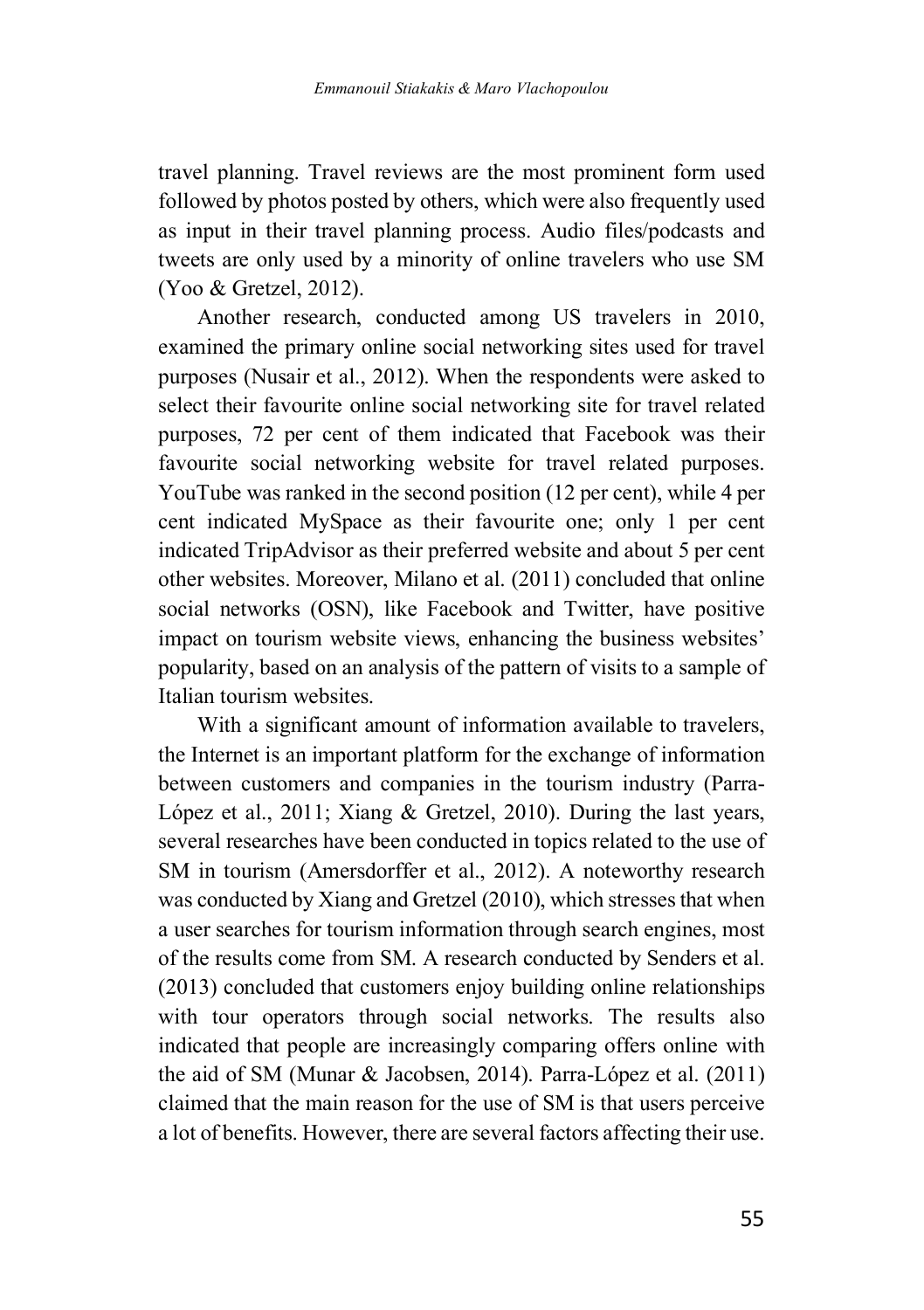travel planning. Travel reviews are the most prominent form used followed by photos posted by others, which were also frequently used as input in their travel planning process. Audio files/podcasts and tweets are only used by a minority of online travelers who use SM (Yoo & Gretzel, 2012).

Another research, conducted among US travelers in 2010, examined the primary online social networking sites used for travel purposes (Nusair et al., 2012). When the respondents were asked to select their favourite online social networking site for travel related purposes, 72 per cent of them indicated that Facebook was their favourite social networking website for travel related purposes. YouTube was ranked in the second position (12 per cent), while 4 per cent indicated MySpace as their favourite one; only 1 per cent indicated TripAdvisor as their preferred website and about 5 per cent other websites. Moreover, Milano et al. (2011) concluded that online social networks (OSN), like Facebook and Twitter, have positive impact on tourism website views, enhancing the business websites' popularity, based on an analysis of the pattern of visits to a sample of Italian tourism websites.

With a significant amount of information available to travelers, the Internet is an important platform for the exchange of information between customers and companies in the tourism industry (Parra-López et al., 2011; Xiang & Gretzel, 2010). During the last years, several researches have been conducted in topics related to the use of SM in tourism (Amersdorffer et al., 2012). A noteworthy research was conducted by Xiang and Gretzel (2010), which stresses that when a user searches for tourism information through search engines, most of the results come from SM. A research conducted by Senders et al. (2013) concluded that customers enjoy building online relationships with tour operators through social networks. The results also indicated that people are increasingly comparing offers online with the aid of SM (Munar & Jacobsen, 2014). Parra-López et al. (2011) claimed that the main reason for the use of SM is that users perceive a lot of benefits. However, there are several factors affecting their use.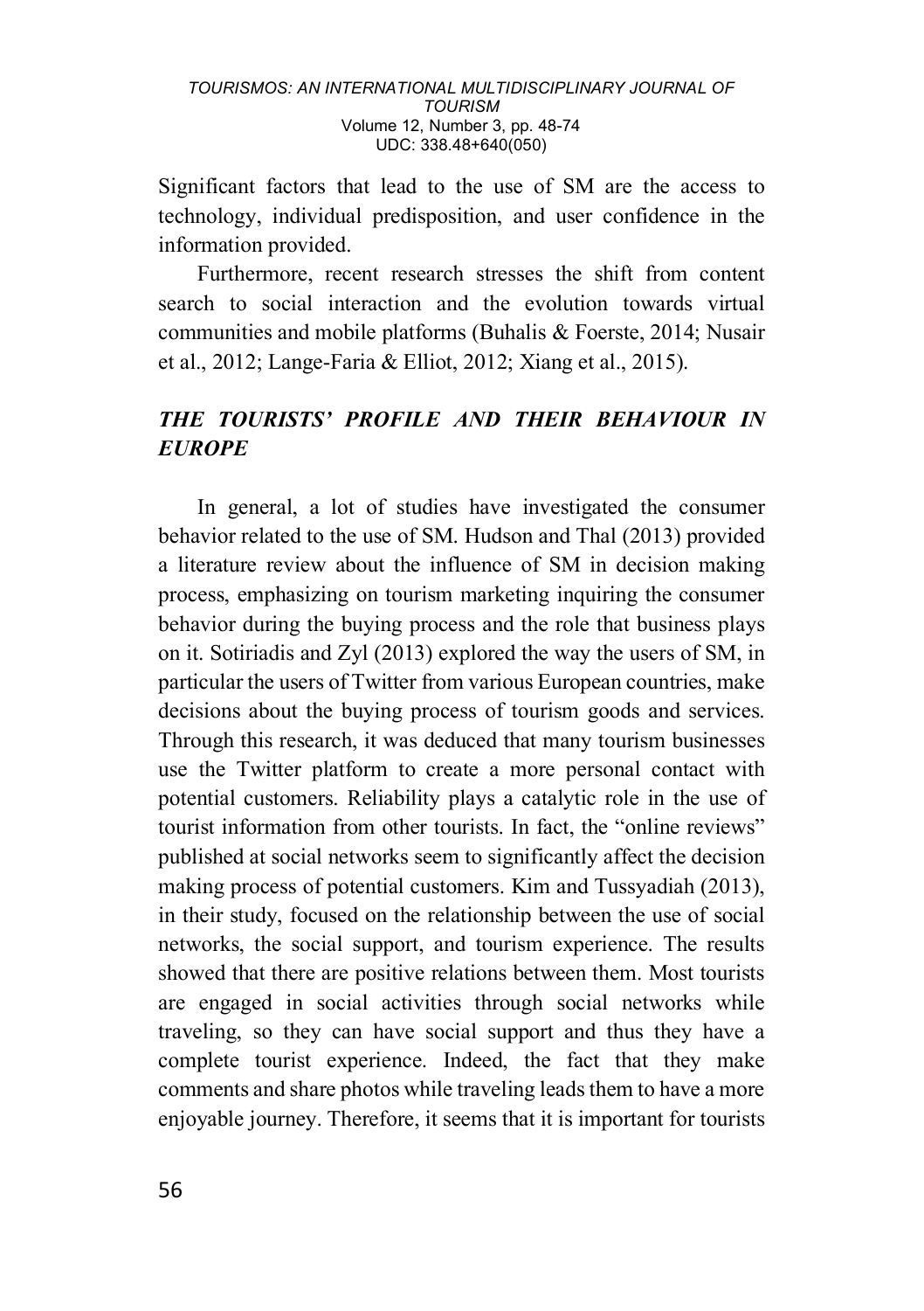Significant factors that lead to the use of SM are the access to technology, individual predisposition, and user confidence in the information provided.

Furthermore, recent research stresses the shift from content search to social interaction and the evolution towards virtual communities and mobile platforms (Buhalis & Foerste, 2014; Nusair et al., 2012; Lange-Faria & Elliot, 2012; Xiang et al., 2015).

## *THE TOURISTS' PROFILE AND THEIR BEHAVIOUR IN EUROPE*

In general, a lot of studies have investigated the consumer behavior related to the use of SM. Hudson and Thal (2013) provided a literature review about the influence of SM in decision making process, emphasizing on tourism marketing inquiring the consumer behavior during the buying process and the role that business plays on it. Sotiriadis and Zyl (2013) explored the way the users of SM, in particular the users of Twitter from various European countries, make decisions about the buying process of tourism goods and services. Through this research, it was deduced that many tourism businesses use the Twitter platform to create a more personal contact with potential customers. Reliability plays a catalytic role in the use of tourist information from other tourists. In fact, the "online reviews" published at social networks seem to significantly affect the decision making process of potential customers. Kim and Tussyadiah (2013), in their study, focused on the relationship between the use of social networks, the social support, and tourism experience. The results showed that there are positive relations between them. Most tourists are engaged in social activities through social networks while traveling, so they can have social support and thus they have a complete tourist experience. Indeed, the fact that they make comments and share photos while traveling leads them to have a more enjoyable journey. Therefore, it seems that it is important for tourists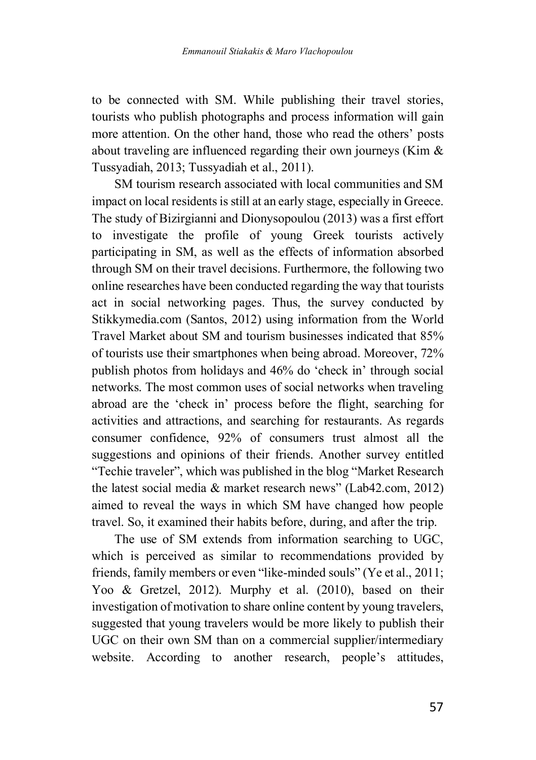to be connected with SM. While publishing their travel stories, tourists who publish photographs and process information will gain more attention. On the other hand, those who read the others' posts about traveling are influenced regarding their own journeys (Kim & Tussyadiah, 2013; Tussyadiah et al., 2011).

SM tourism research associated with local communities and SM impact on local residents is still at an early stage, especially in Greece. The study of Bizirgianni and Dionysopoulou (2013) was a first effort to investigate the profile of young Greek tourists actively participating in SM, as well as the effects of information absorbed through SM on their travel decisions. Furthermore, the following two online researches have been conducted regarding the way that tourists act in social networking pages. Thus, the survey conducted by Stikkymedia.com (Santos, 2012) using information from the World Travel Market about SM and tourism businesses indicated that 85% of tourists use their smartphones when being abroad. Moreover, 72% publish photos from holidays and 46% do 'check in' through social networks. The most common uses of social networks when traveling abroad are the 'check in' process before the flight, searching for activities and attractions, and searching for restaurants. As regards consumer confidence, 92% of consumers trust almost all the suggestions and opinions of their friends. Another survey entitled "Techie traveler", which was published in the blog "Market Research the latest social media & market research news" (Lab42.com, 2012) aimed to reveal the ways in which SM have changed how people travel. So, it examined their habits before, during, and after the trip.

The use of SM extends from information searching to UGC, which is perceived as similar to recommendations provided by friends, family members or even "like-minded souls" (Ye et al., 2011; Yoo & Gretzel, 2012). Murphy et al. (2010), based on their investigation of motivation to share online content by young travelers, suggested that young travelers would be more likely to publish their UGC on their own SM than on a commercial supplier/intermediary website. According to another research, people's attitudes,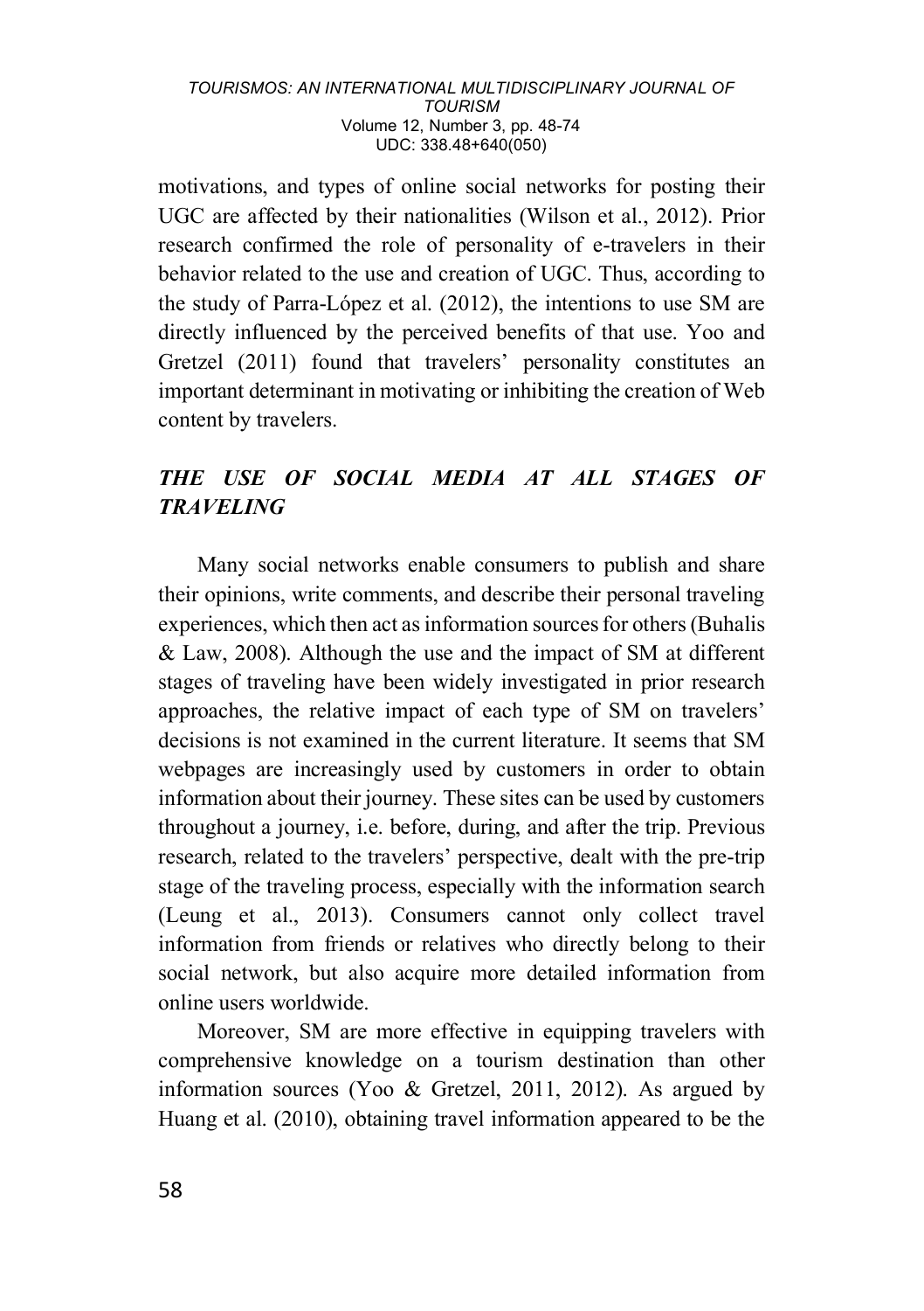motivations, and types of online social networks for posting their UGC are affected by their nationalities (Wilson et al., 2012). Prior research confirmed the role of personality of e-travelers in their behavior related to the use and creation of UGC. Thus, according to the study of Parra-López et al. (2012), the intentions to use SM are directly influenced by the perceived benefits of that use. Yoo and Gretzel (2011) found that travelers' personality constitutes an important determinant in motivating or inhibiting the creation of Web content by travelers.

## *THE USE OF SOCIAL MEDIA AT ALL STAGES OF TRAVELING*

Many social networks enable consumers to publish and share their opinions, write comments, and describe their personal traveling experiences, which then act as information sources for others (Buhalis & Law, 2008). Although the use and the impact of SM at different stages of traveling have been widely investigated in prior research approaches, the relative impact of each type of SM on travelers' decisions is not examined in the current literature. It seems that SM webpages are increasingly used by customers in order to obtain information about their journey. These sites can be used by customers throughout a journey, i.e. before, during, and after the trip. Previous research, related to the travelers' perspective, dealt with the pre-trip stage of the traveling process, especially with the information search (Leung et al., 2013). Consumers cannot only collect travel information from friends or relatives who directly belong to their social network, but also acquire more detailed information from online users worldwide.

Moreover, SM are more effective in equipping travelers with comprehensive knowledge on a tourism destination than other information sources (Yoo & Gretzel, 2011, 2012). As argued by Huang et al. (2010), obtaining travel information appeared to be the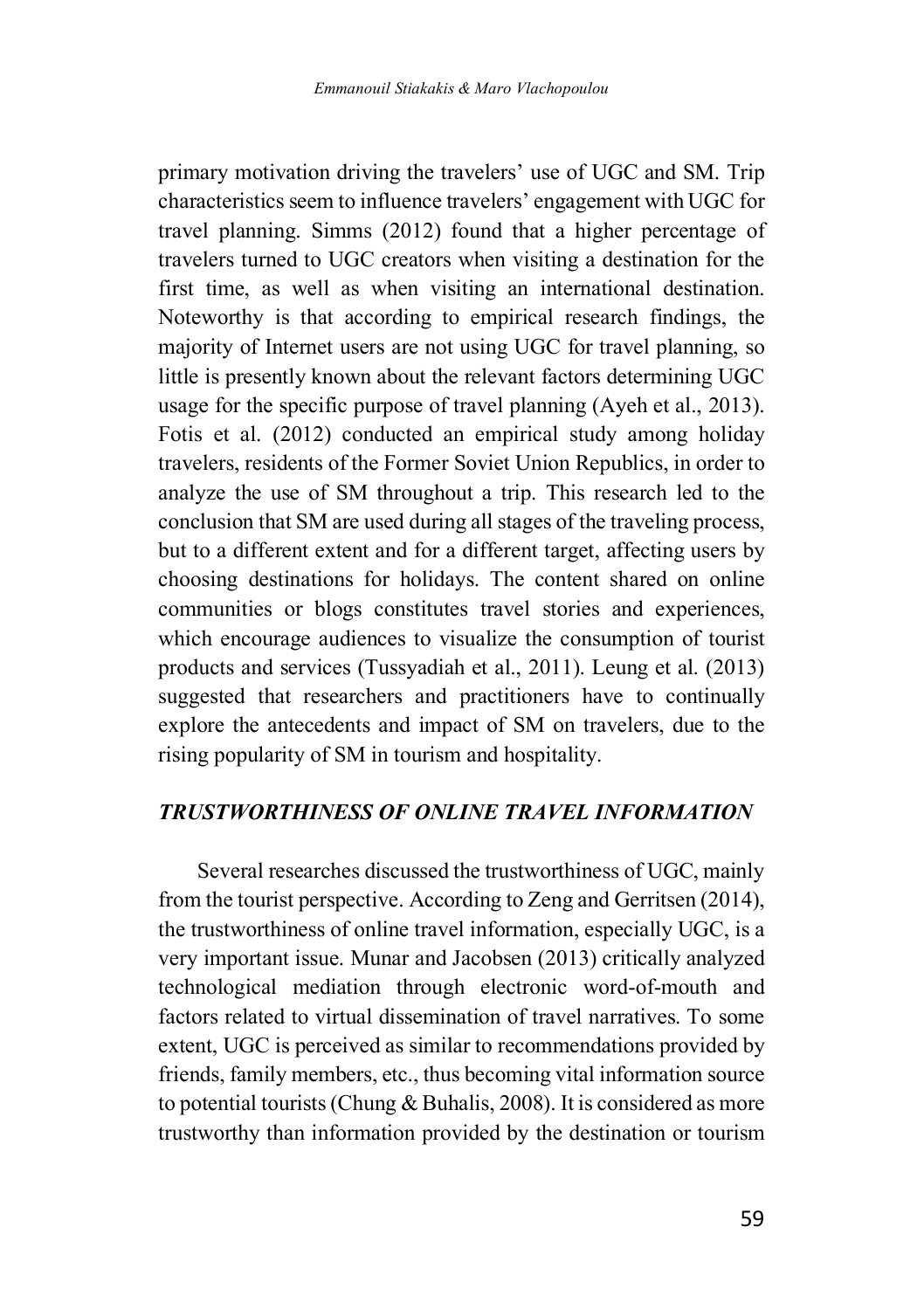primary motivation driving the travelers' use of UGC and SM. Trip characteristics seem to influence travelers' engagement with UGC for travel planning. Simms (2012) found that a higher percentage of travelers turned to UGC creators when visiting a destination for the first time, as well as when visiting an international destination. Noteworthy is that according to empirical research findings, the majority of Internet users are not using UGC for travel planning, so little is presently known about the relevant factors determining UGC usage for the specific purpose of travel planning (Ayeh et al., 2013). Fotis et al. (2012) conducted an empirical study among holiday travelers, residents of the Former Soviet Union Republics, in order to analyze the use of SM throughout a trip. This research led to the conclusion that SM are used during all stages of the traveling process, but to a different extent and for a different target, affecting users by choosing destinations for holidays. The content shared on online communities or blogs constitutes travel stories and experiences, which encourage audiences to visualize the consumption of tourist products and services (Tussyadiah et al., 2011). Leung et al. (2013) suggested that researchers and practitioners have to continually explore the antecedents and impact of SM on travelers, due to the rising popularity of SM in tourism and hospitality.

## *TRUSTWORTHINESS OF ONLINE TRAVEL INFORMATION*

Several researches discussed the trustworthiness of UGC, mainly from the tourist perspective. According to Zeng and Gerritsen (2014), the trustworthiness of online travel information, especially UGC, is a very important issue. Munar and Jacobsen (2013) critically analyzed technological mediation through electronic word-of-mouth and factors related to virtual dissemination of travel narratives. To some extent, UGC is perceived as similar to recommendations provided by friends, family members, etc., thus becoming vital information source to potential tourists (Chung & Buhalis, 2008). It is considered as more trustworthy than information provided by the destination or tourism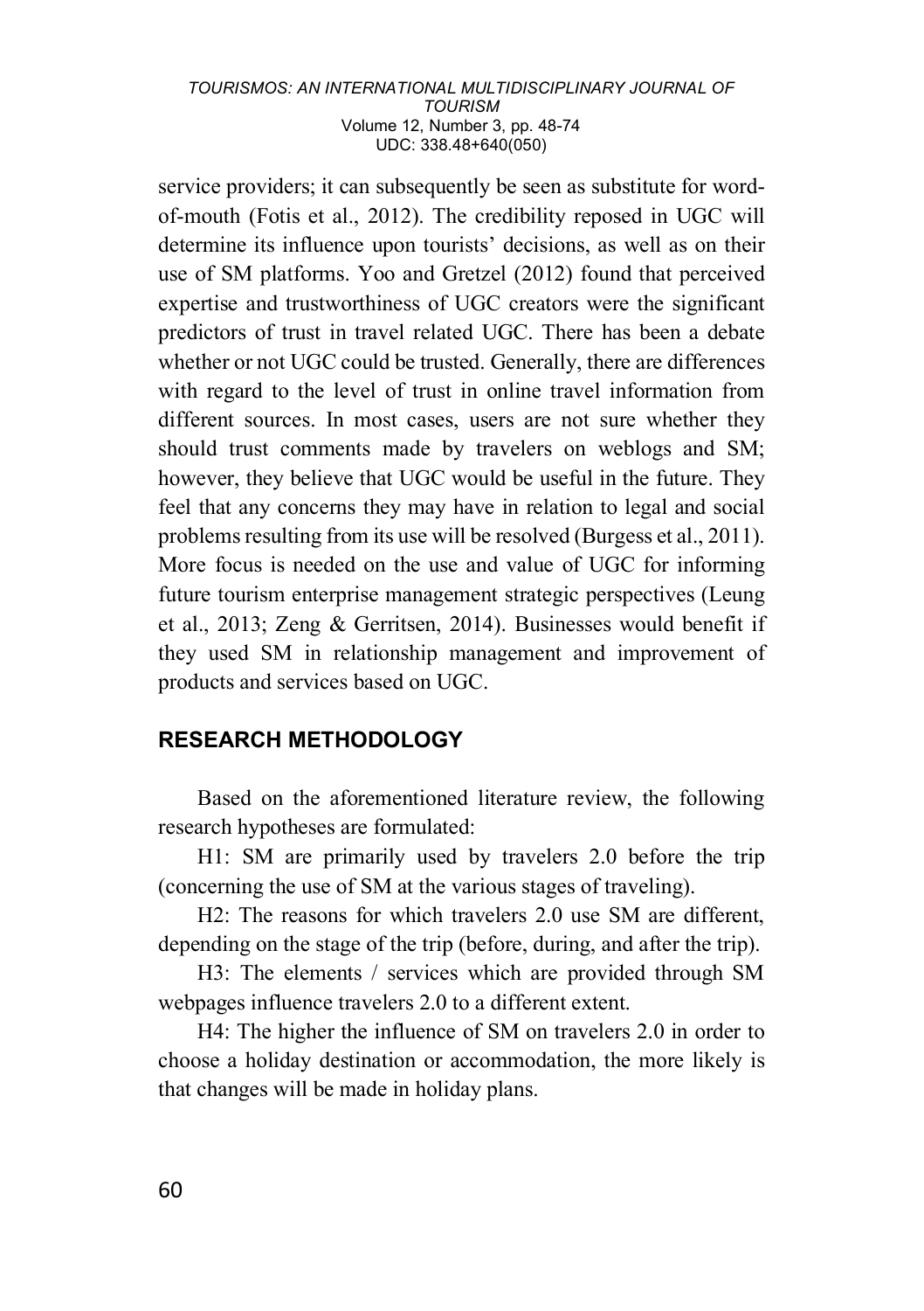service providers; it can subsequently be seen as substitute for word-of-mouth (Fotis et al., 2012). The credibility reposed in UGC will determine its influence upon tourists' decisions, as well as on their use of SM platforms. Yoo and Gretzel (2012) found that perceived expertise and trustworthiness of UGC creators were the significant predictors of trust in travel related UGC. There has been a debate whether or not UGC could be trusted. Generally, there are differences with regard to the level of trust in online travel information from different sources. In most cases, users are not sure whether they should trust comments made by travelers on weblogs and SM; however, they believe that UGC would be useful in the future. They feel that any concerns they may have in relation to legal and social problems resulting from its use will be resolved (Burgess et al., 2011). More focus is needed on the use and value of UGC for informing future tourism enterprise management strategic perspectives (Leung et al., 2013; Zeng & Gerritsen, 2014). Businesses would benefit if they used SM in relationship management and improvement of products and services based on UGC.

## RESEARCH METHODOLOGY

Based on the aforementioned literature review, the following research hypotheses are formulated:

H1: SM are primarily used by travelers 2.0 before the trip (concerning the use of SM at the various stages of traveling).

H2: The reasons for which travelers 2.0 use SM are different, depending on the stage of the trip (before, during, and after the trip).

H3: The elements / services which are provided through SM webpages influence travelers 2.0 to a different extent.

H4: The higher the influence of SM on travelers 2.0 in order to choose a holiday destination or accommodation, the more likely is that changes will be made in holiday plans.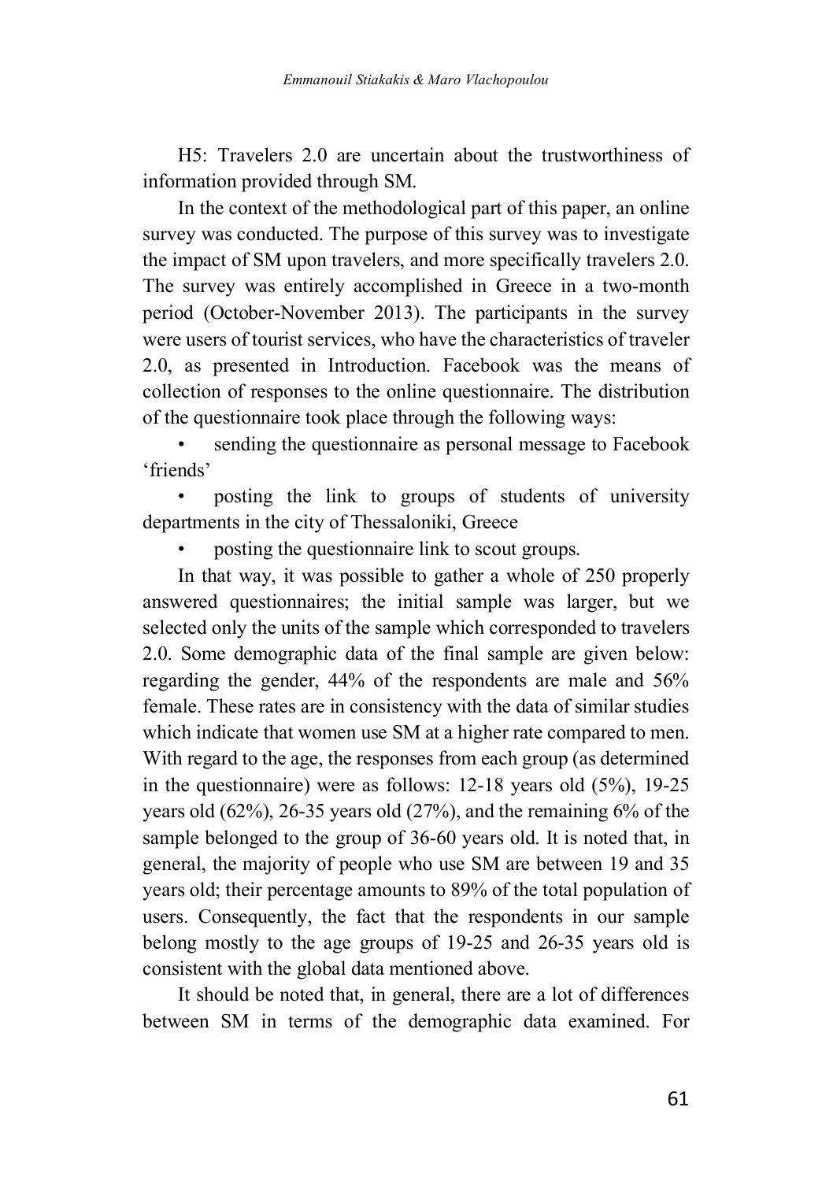H5: Travelers 2.0 are uncertain about the trustworthiness of information provided through SM.

In the context of the methodological part of this paper, an online survey was conducted. The purpose of this survey was to investigate the impact of SM upon travelers, and more specifically travelers 2.0. The survey was entirely accomplished in Greece in a two-month period (October-November 2013). The participants in the survey were users of tourist services, who have the characteristics of traveler 2.0, as presented in Introduction. Facebook was the means of collection of responses to the online questionnaire. The distribution of the questionnaire took place through the following ways:

- sending the questionnaire as personal message to Facebook 'friends'
- posting the link to groups of students of university departments in the city of Thessaloniki, Greece
- posting the questionnaire link to scout groups.

In that way, it was possible to gather a whole of 250 properly answered questionnaires; the initial sample was larger, but we selected only the units of the sample which corresponded to travelers 2.0. Some demographic data of the final sample are given below: regarding the gender, 44% of the respondents are male and 56% female. These rates are in consistency with the data of similar studies which indicate that women use SM at a higher rate compared to men. With regard to the age, the responses from each group (as determined in the questionnaire) were as follows: 12-18 years old (5%), 19-25 years old (62%), 26-35 years old (27%), and the remaining 6% of the sample belonged to the group of 36-60 years old. It is noted that, in general, the majority of people who use SM are between 19 and 35 years old; their percentage amounts to 89% of the total population of users. Consequently, the fact that the respondents in our sample belong mostly to the age groups of 19-25 and 26-35 years old is consistent with the global data mentioned above.

It should be noted that, in general, there are a lot of differences between SM in terms of the demographic data examined. For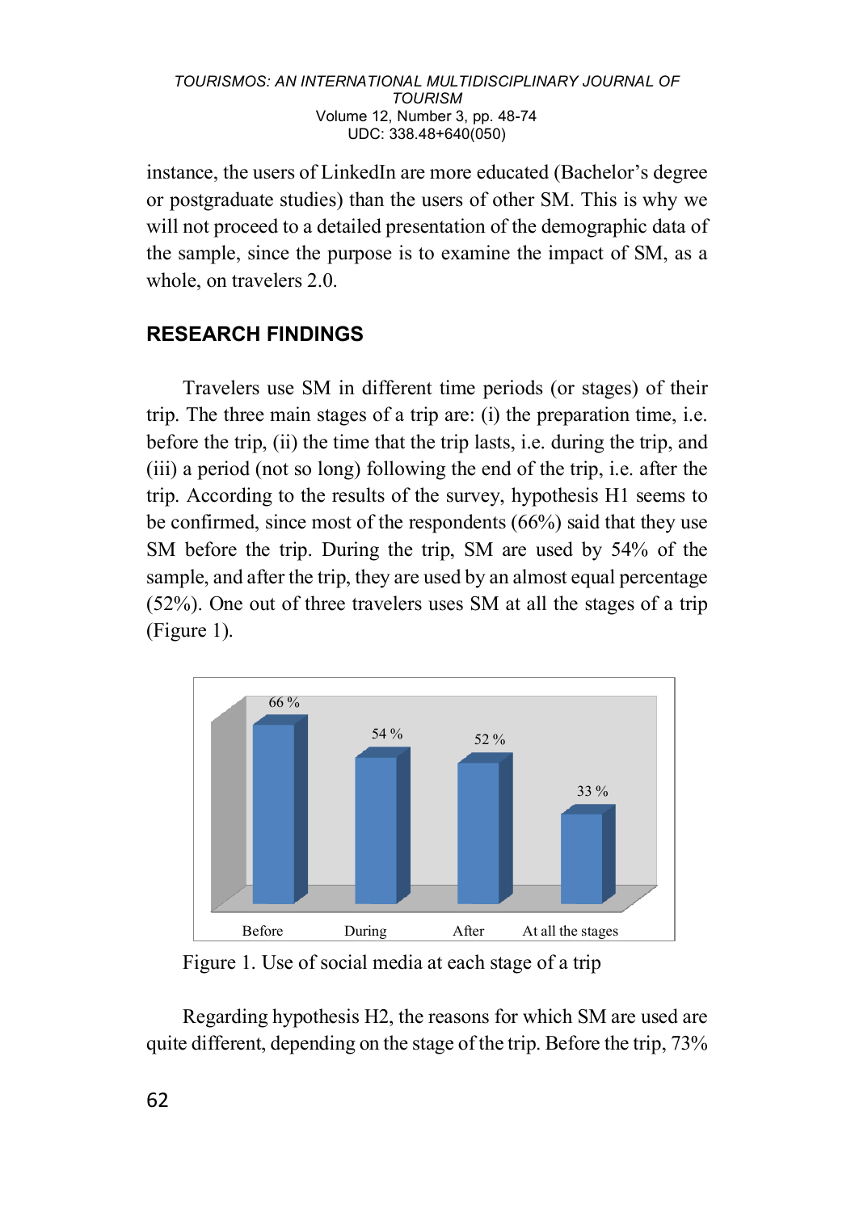instance, the users of LinkedIn are more educated (Bachelor's degree or postgraduate studies) than the users of other SM. This is why we will not proceed to a detailed presentation of the demographic data of the sample, since the purpose is to examine the impact of SM, as a whole, on travelers 2.0.

## RESEARCH FINDINGS

Travelers use SM in different time periods (or stages) of their trip. The three main stages of a trip are: (i) the preparation time, i.e. before the trip, (ii) the time that the trip lasts, i.e. during the trip, and (iii) a period (not so long) following the end of the trip, i.e. after the trip. According to the results of the survey, hypothesis H1 seems to be confirmed, since most of the respondents (66%) said that they use SM before the trip. During the trip, SM are used by 54% of the sample, and after the trip, they are used by an almost equal percentage (52%). One out of three travelers uses SM at all the stages of a trip (Figure 1).

| Before | During | After | At all the stages |
|---|---|---|---|
| 66 % | 54 % | 52 % | 33 % |

Figure 1. Use of social media at each stage of a trip

Regarding hypothesis H2, the reasons for which SM are used are quite different, depending on the stage of the trip. Before the trip, 73%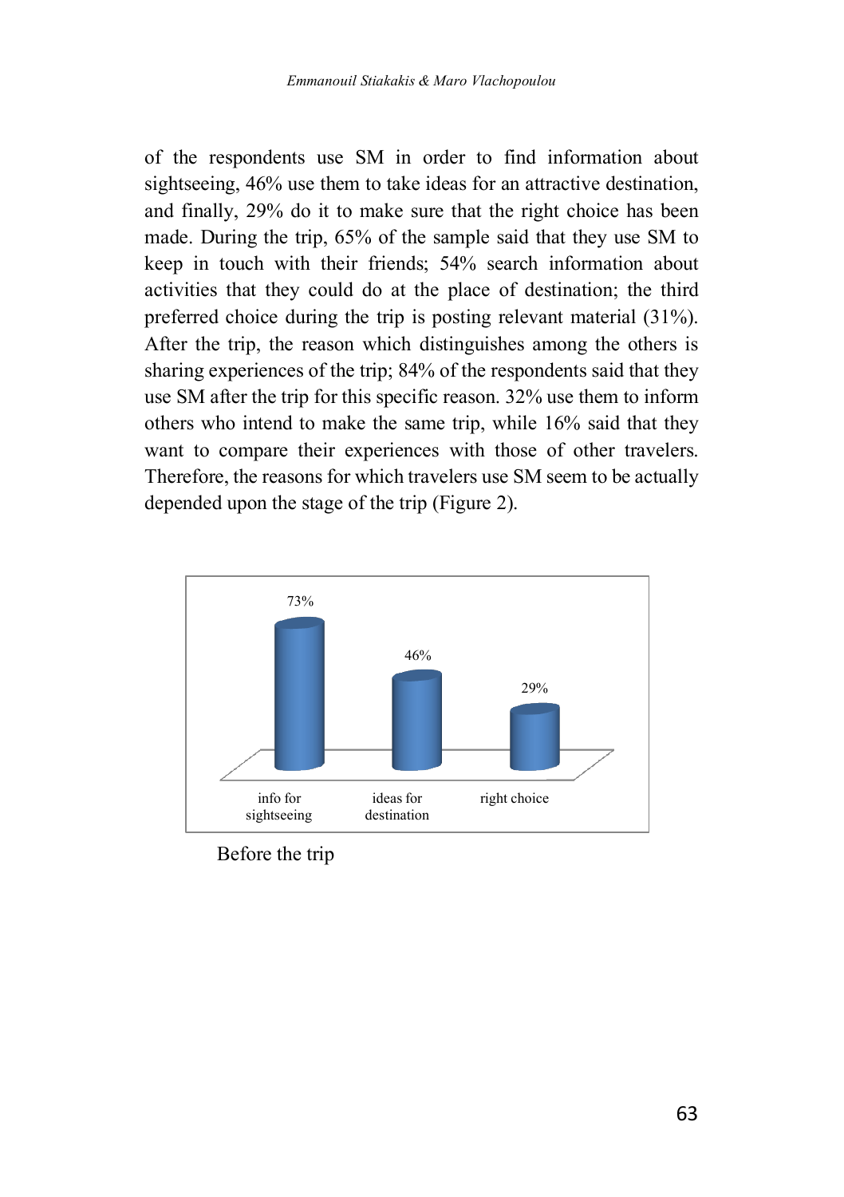of the respondents use SM in order to find information about sightseeing, 46% use them to take ideas for an attractive destination, and finally, 29% do it to make sure that the right choice has been made. During the trip, 65% of the sample said that they use SM to keep in touch with their friends; 54% search information about activities that they could do at the place of destination; the third preferred choice during the trip is posting relevant material (31%). After the trip, the reason which distinguishes among the others is sharing experiences of the trip; 84% of the respondents said that they use SM after the trip for this specific reason. 32% use them to inform others who intend to make the same trip, while 16% said that they want to compare their experiences with those of other travelers. Therefore, the reasons for which travelers use SM seem to be actually depended upon the stage of the trip (Figure 2).

| info for sightseeing | ideas for destination | right choice |
| --- | --- | --- |
| 73% | 46% | 29% |

Before the trip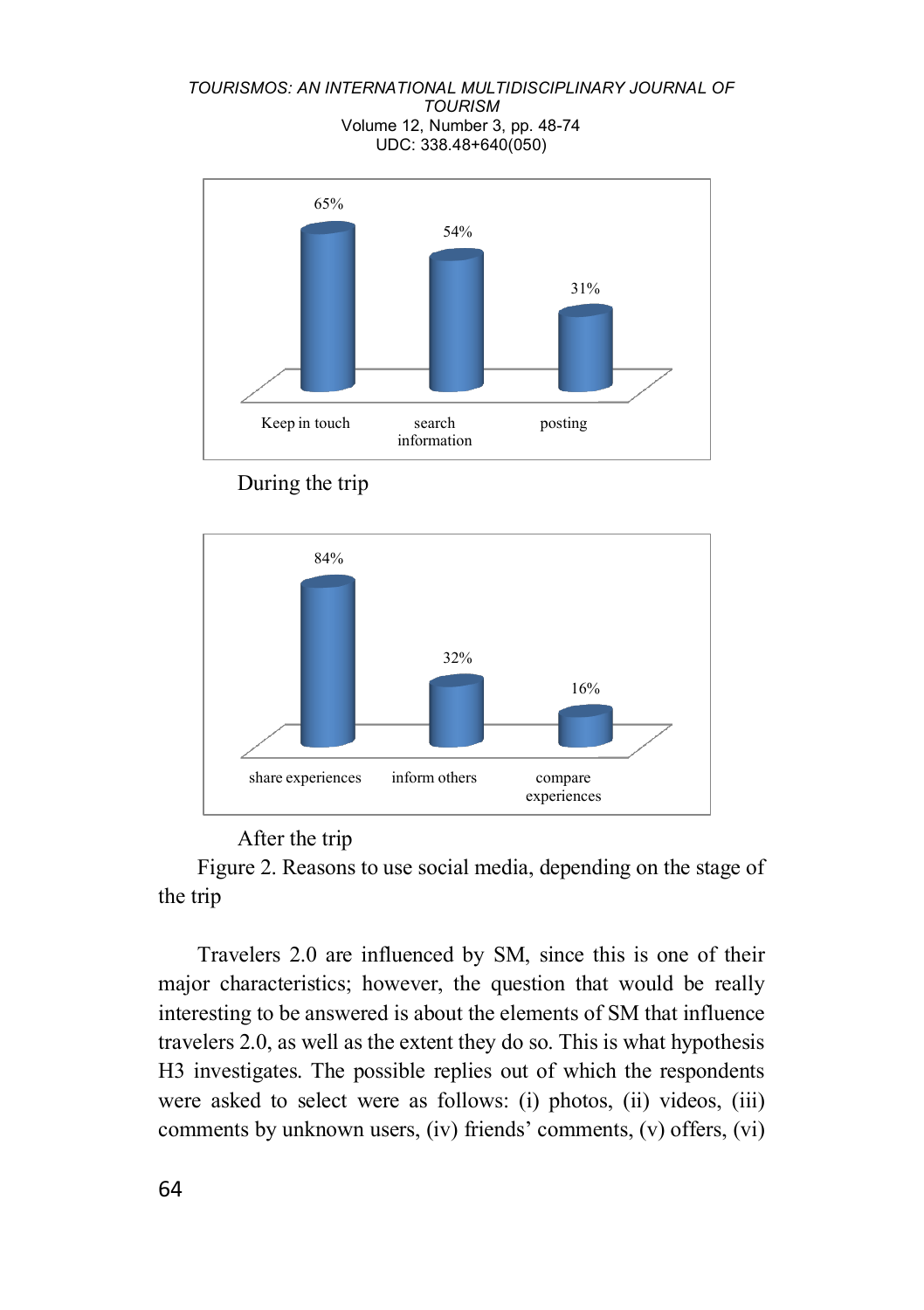During the trip

After the trip

Figure 2. Reasons to use social media, depending on the stage of the trip

Travelers 2.0 are influenced by SM, since this is one of their major characteristics; however, the question that would be really interesting to be answered is about the elements of SM that influence travelers 2.0, as well as the extent they do so. This is what hypothesis H3 investigates. The possible replies out of which the respondents were asked to select were as follows: (i) photos, (ii) videos, (iii) comments by unknown users, (iv) friends' comments, (v) offers, (vi)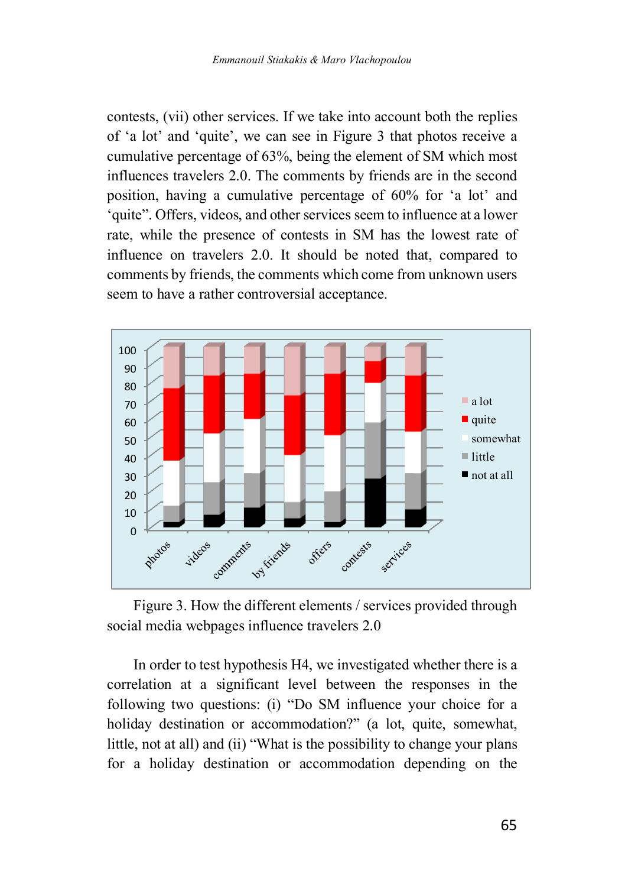contests, (vii) other services. If we take into account both the replies of 'a lot' and 'quite', we can see in Figure 3 that photos receive a cumulative percentage of 63%, being the element of SM which most influences travelers 2.0. The comments by friends are in the second position, having a cumulative percentage of 60% for 'a lot' and 'quite". Offers, videos, and other services seem to influence at a lower rate, while the presence of contests in SM has the lowest rate of influence on travelers 2.0. It should be noted that, compared to comments by friends, the comments which come from unknown users seem to have a rather controversial acceptance.

Figure 3. How the different elements / services provided through social media webpages influence travelers 2.0

In order to test hypothesis H4, we investigated whether there is a correlation at a significant level between the responses in the following two questions: (i) "Do SM influence your choice for a holiday destination or accommodation?" (a lot, quite, somewhat, little, not at all) and (ii) "What is the possibility to change your plans for a holiday destination or accommodation depending on the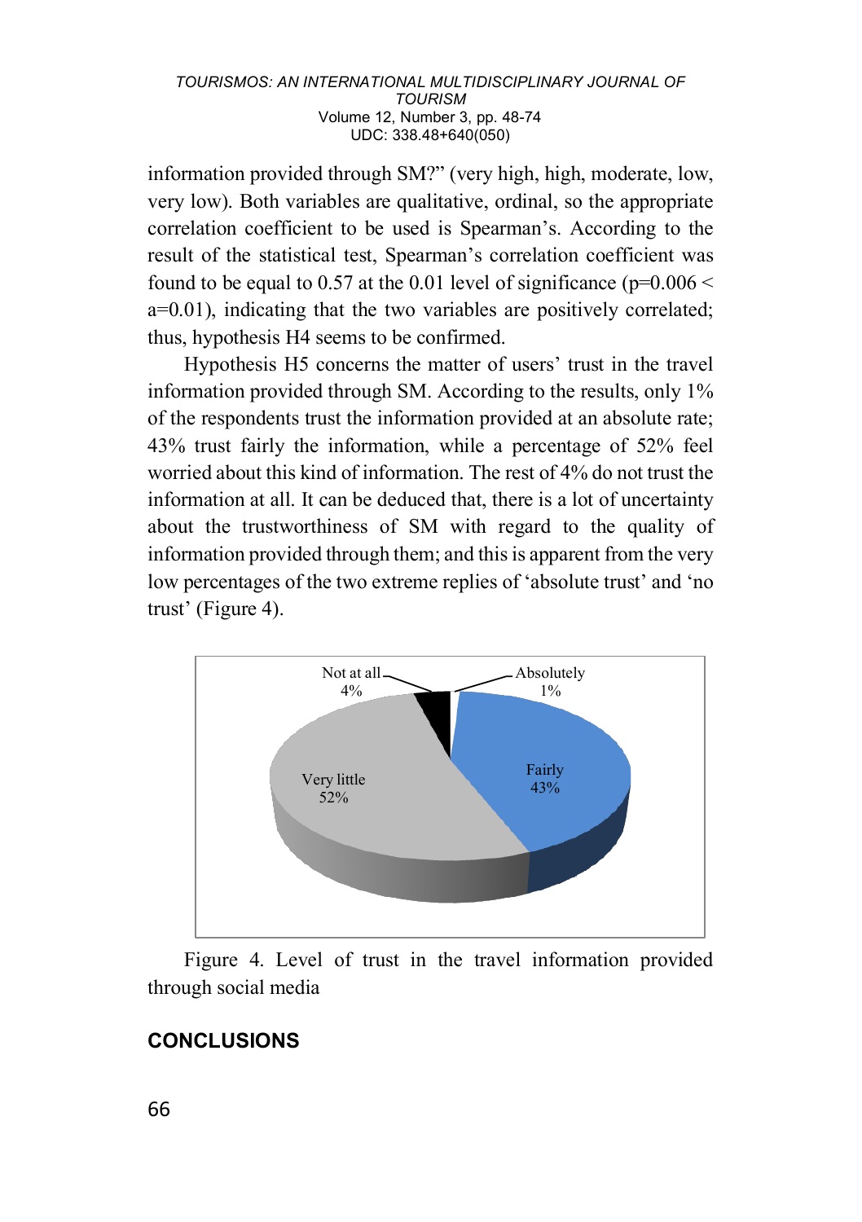information provided through SM?" (very high, high, moderate, low, very low). Both variables are qualitative, ordinal, so the appropriate correlation coefficient to be used is Spearman's. According to the result of the statistical test, Spearman's correlation coefficient was found to be equal to 0.57 at the 0.01 level of significance ($p=0.006 < a=0.01$), indicating that the two variables are positively correlated; thus, hypothesis H4 seems to be confirmed.

Hypothesis H5 concerns the matter of users' trust in the travel information provided through SM. According to the results, only 1% of the respondents trust the information provided at an absolute rate; 43% trust fairly the information, while a percentage of 52% feel worried about this kind of information. The rest of 4% do not trust the information at all. It can be deduced that, there is a lot of uncertainty about the trustworthiness of SM with regard to the quality of information provided through them; and this is apparent from the very low percentages of the two extreme replies of 'absolute trust' and 'no trust' (Figure 4).

Figure 4. Level of trust in the travel information provided through social media

## CONCLUSIONS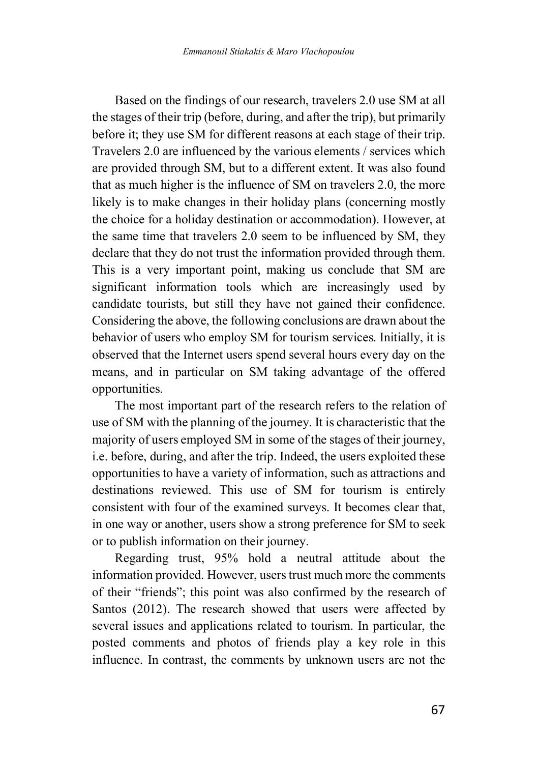Based on the findings of our research, travelers 2.0 use SM at all the stages of their trip (before, during, and after the trip), but primarily before it; they use SM for different reasons at each stage of their trip. Travelers 2.0 are influenced by the various elements / services which are provided through SM, but to a different extent. It was also found that as much higher is the influence of SM on travelers 2.0, the more likely is to make changes in their holiday plans (concerning mostly the choice for a holiday destination or accommodation). However, at the same time that travelers 2.0 seem to be influenced by SM, they declare that they do not trust the information provided through them. This is a very important point, making us conclude that SM are significant information tools which are increasingly used by candidate tourists, but still they have not gained their confidence. Considering the above, the following conclusions are drawn about the behavior of users who employ SM for tourism services. Initially, it is observed that the Internet users spend several hours every day on the means, and in particular on SM taking advantage of the offered opportunities.

The most important part of the research refers to the relation of use of SM with the planning of the journey. It is characteristic that the majority of users employed SM in some of the stages of their journey, i.e. before, during, and after the trip. Indeed, the users exploited these opportunities to have a variety of information, such as attractions and destinations reviewed. This use of SM for tourism is entirely consistent with four of the examined surveys. It becomes clear that, in one way or another, users show a strong preference for SM to seek or to publish information on their journey.

Regarding trust, 95% hold a neutral attitude about the information provided. However, users trust much more the comments of their "friends"; this point was also confirmed by the research of Santos (2012). The research showed that users were affected by several issues and applications related to tourism. In particular, the posted comments and photos of friends play a key role in this influence. In contrast, the comments by unknown users are not the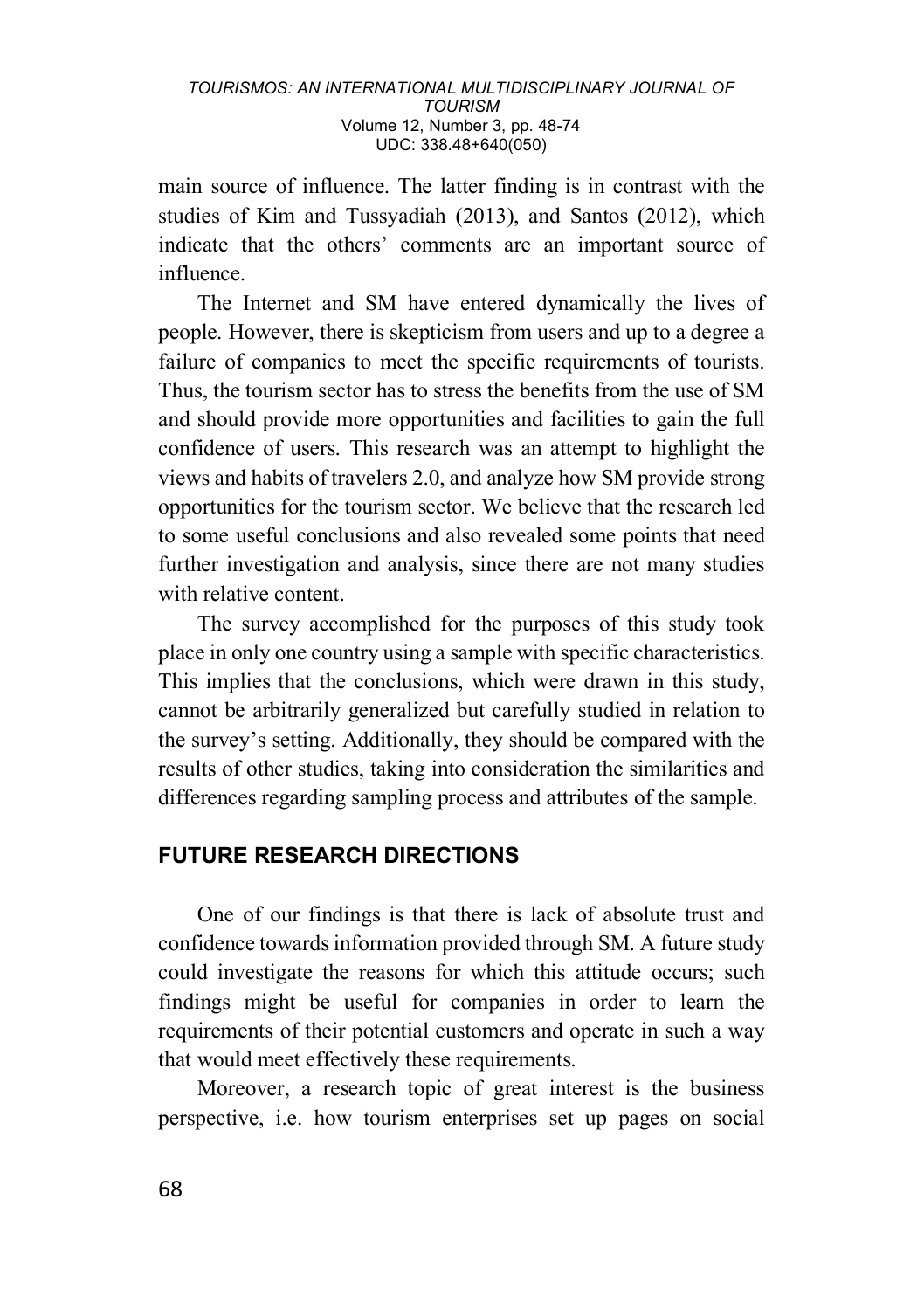main source of influence. The latter finding is in contrast with the studies of Kim and Tussyadiah (2013), and Santos (2012), which indicate that the others' comments are an important source of influence.

The Internet and SM have entered dynamically the lives of people. However, there is skepticism from users and up to a degree a failure of companies to meet the specific requirements of tourists. Thus, the tourism sector has to stress the benefits from the use of SM and should provide more opportunities and facilities to gain the full confidence of users. This research was an attempt to highlight the views and habits of travelers 2.0, and analyze how SM provide strong opportunities for the tourism sector. We believe that the research led to some useful conclusions and also revealed some points that need further investigation and analysis, since there are not many studies with relative content.

The survey accomplished for the purposes of this study took place in only one country using a sample with specific characteristics. This implies that the conclusions, which were drawn in this study, cannot be arbitrarily generalized but carefully studied in relation to the survey's setting. Additionally, they should be compared with the results of other studies, taking into consideration the similarities and differences regarding sampling process and attributes of the sample.

## FUTURE RESEARCH DIRECTIONS

One of our findings is that there is lack of absolute trust and confidence towards information provided through SM. A future study could investigate the reasons for which this attitude occurs; such findings might be useful for companies in order to learn the requirements of their potential customers and operate in such a way that would meet effectively these requirements.

Moreover, a research topic of great interest is the business perspective, i.e. how tourism enterprises set up pages on social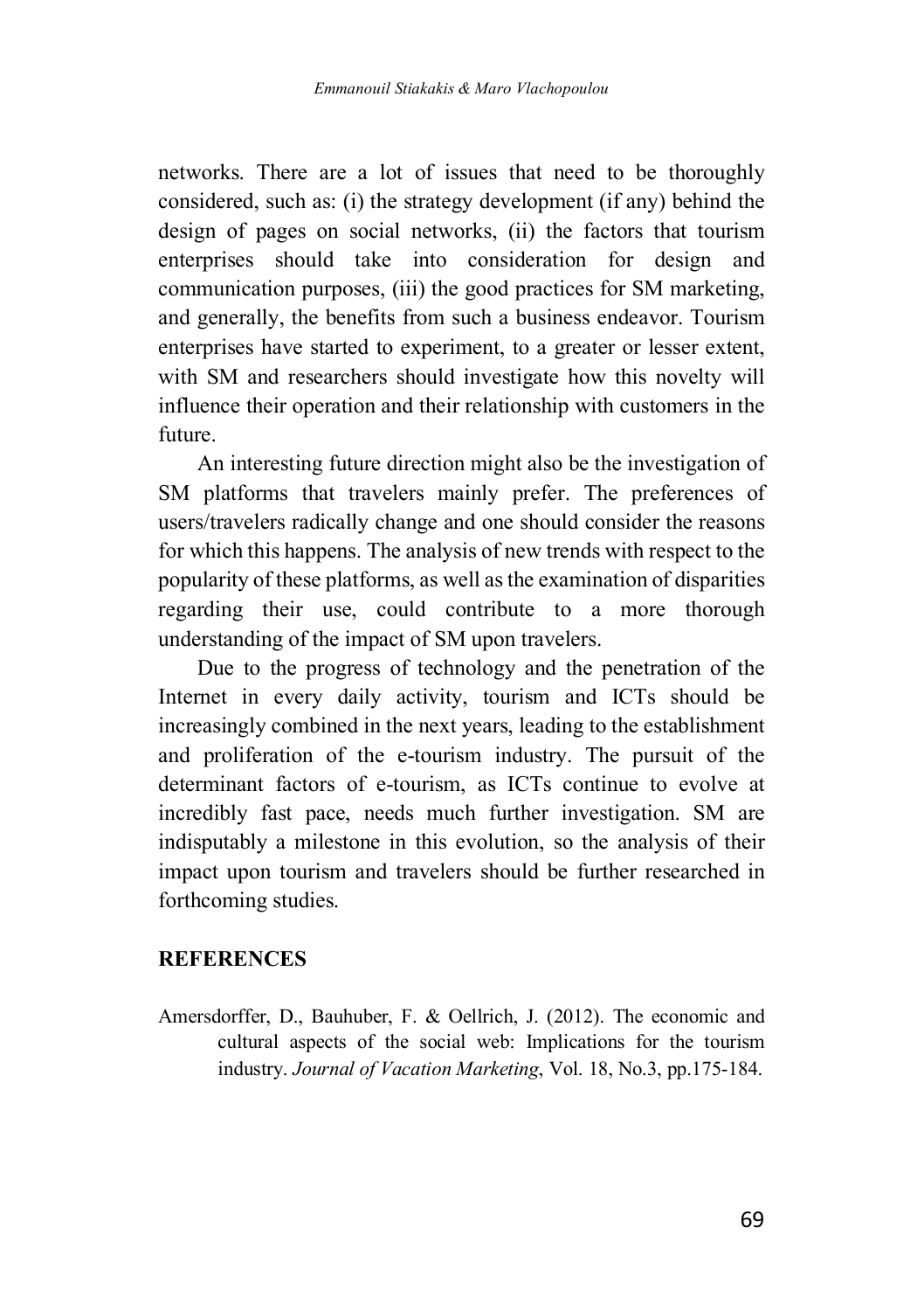networks. There are a lot of issues that need to be thoroughly considered, such as: (i) the strategy development (if any) behind the design of pages on social networks, (ii) the factors that tourism enterprises should take into consideration for design and communication purposes, (iii) the good practices for SM marketing, and generally, the benefits from such a business endeavor. Tourism enterprises have started to experiment, to a greater or lesser extent, with SM and researchers should investigate how this novelty will influence their operation and their relationship with customers in the future.

An interesting future direction might also be the investigation of SM platforms that travelers mainly prefer. The preferences of users/travelers radically change and one should consider the reasons for which this happens. The analysis of new trends with respect to the popularity of these platforms, as well as the examination of disparities regarding their use, could contribute to a more thorough understanding of the impact of SM upon travelers.

Due to the progress of technology and the penetration of the Internet in every daily activity, tourism and ICTs should be increasingly combined in the next years, leading to the establishment and proliferation of the e-tourism industry. The pursuit of the determinant factors of e-tourism, as ICTs continue to evolve at incredibly fast pace, needs much further investigation. SM are indisputably a milestone in this evolution, so the analysis of their impact upon tourism and travelers should be further researched in forthcoming studies.

## REFERENCES

Amersdorffer, D., Bauhuber, F. & Oellrich, J. (2012). The economic and cultural aspects of the social web: Implications for the tourism industry. *Journal of Vacation Marketing*, Vol. 18, No.3, pp.175-184.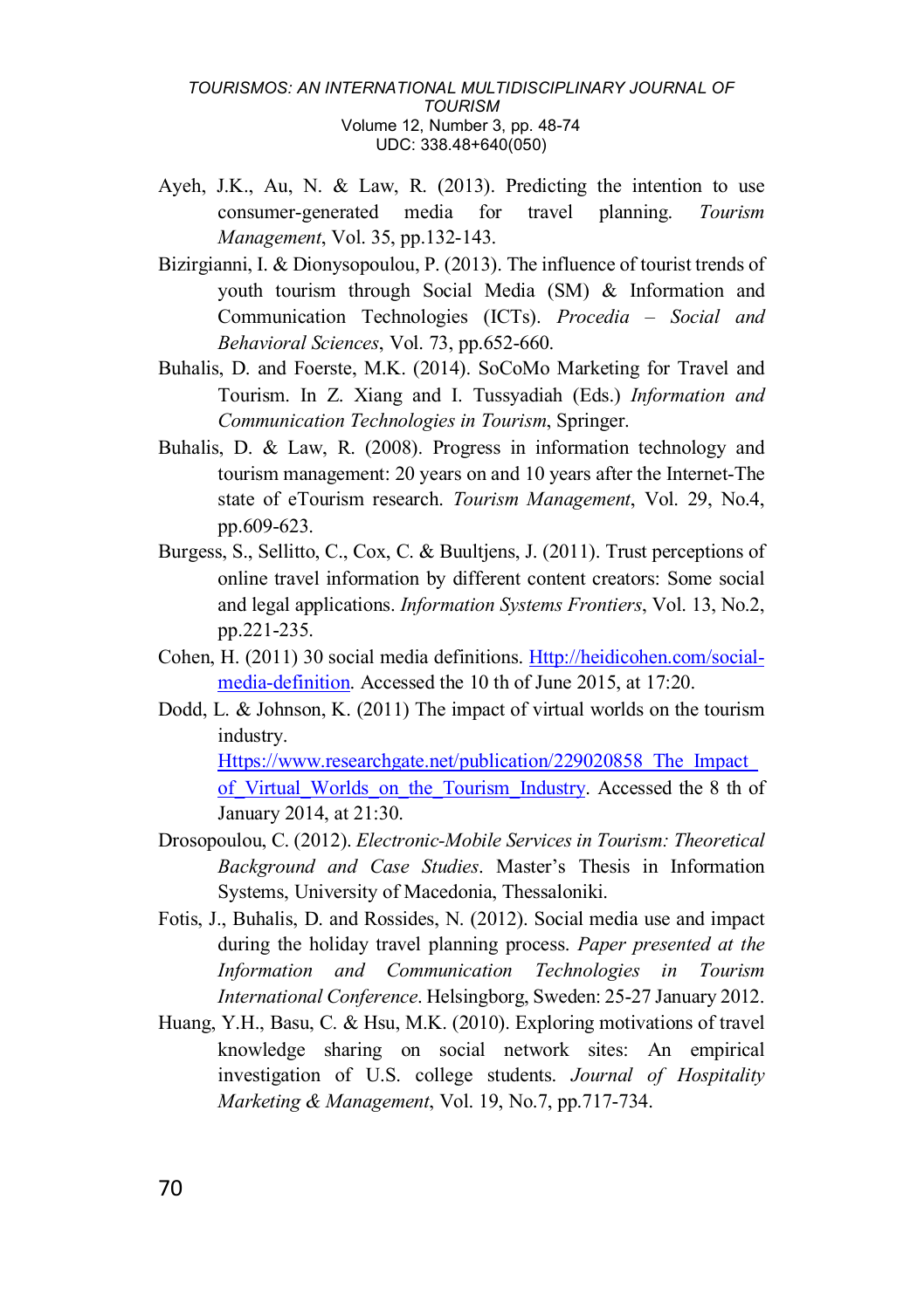Ayeh, J.K., Au, N. & Law, R. (2013). Predicting the intention to use consumer-generated media for travel planning. *Tourism Management*, Vol. 35, pp.132-143.

Bizirgianni, I. & Dionysopoulou, P. (2013). The influence of tourist trends of youth tourism through Social Media (SM) & Information and Communication Technologies (ICTs). *Procedia – Social and Behavioral Sciences*, Vol. 73, pp.652-660.

Buhalis, D. and Foerste, M.K. (2014). SoCoMo Marketing for Travel and Tourism. In Z. Xiang and I. Tussyadiah (Eds.) *Information and Communication Technologies in Tourism*, Springer.

Buhalis, D. & Law, R. (2008). Progress in information technology and tourism management: 20 years on and 10 years after the Internet-The state of eTourism research. *Tourism Management*, Vol. 29, No.4, pp.609-623.

Burgess, S., Sellitto, C., Cox, C. & Buultjens, J. (2011). Trust perceptions of online travel information by different content creators: Some social and legal applications. *Information Systems Frontiers*, Vol. 13, No.2, pp.221-235.

Cohen, H. (2011) 30 social media definitions. [Http://heidicohen.com/social-media-definition](Http://heidicohen.com/social-media-definition). Accessed the 10 th of June 2015, at 17:20.

Dodd, L. & Johnson, K. (2011) The impact of virtual worlds on the tourism industry. [Https://www.researchgate.net/publication/229020858_The_Impact_of_Virtual_Worlds_on_the_Tourism_Industry](Https://www.researchgate.net/publication/229020858_The_Impact_of_Virtual_Worlds_on_the_Tourism_Industry). Accessed the 8 th of January 2014, at 21:30.

Drosopoulou, C. (2012). *Electronic-Mobile Services in Tourism: Theoretical Background and Case Studies*. Master's Thesis in Information Systems, University of Macedonia, Thessaloniki.

Fotis, J., Buhalis, D. and Rossides, N. (2012). Social media use and impact during the holiday travel planning process. *Paper presented at the Information and Communication Technologies in Tourism International Conference*. Helsingborg, Sweden: 25-27 January 2012.

Huang, Y.H., Basu, C. & Hsu, M.K. (2010). Exploring motivations of travel knowledge sharing on social network sites: An empirical investigation of U.S. college students. *Journal of Hospitality Marketing & Management*, Vol. 19, No.7, pp.717-734.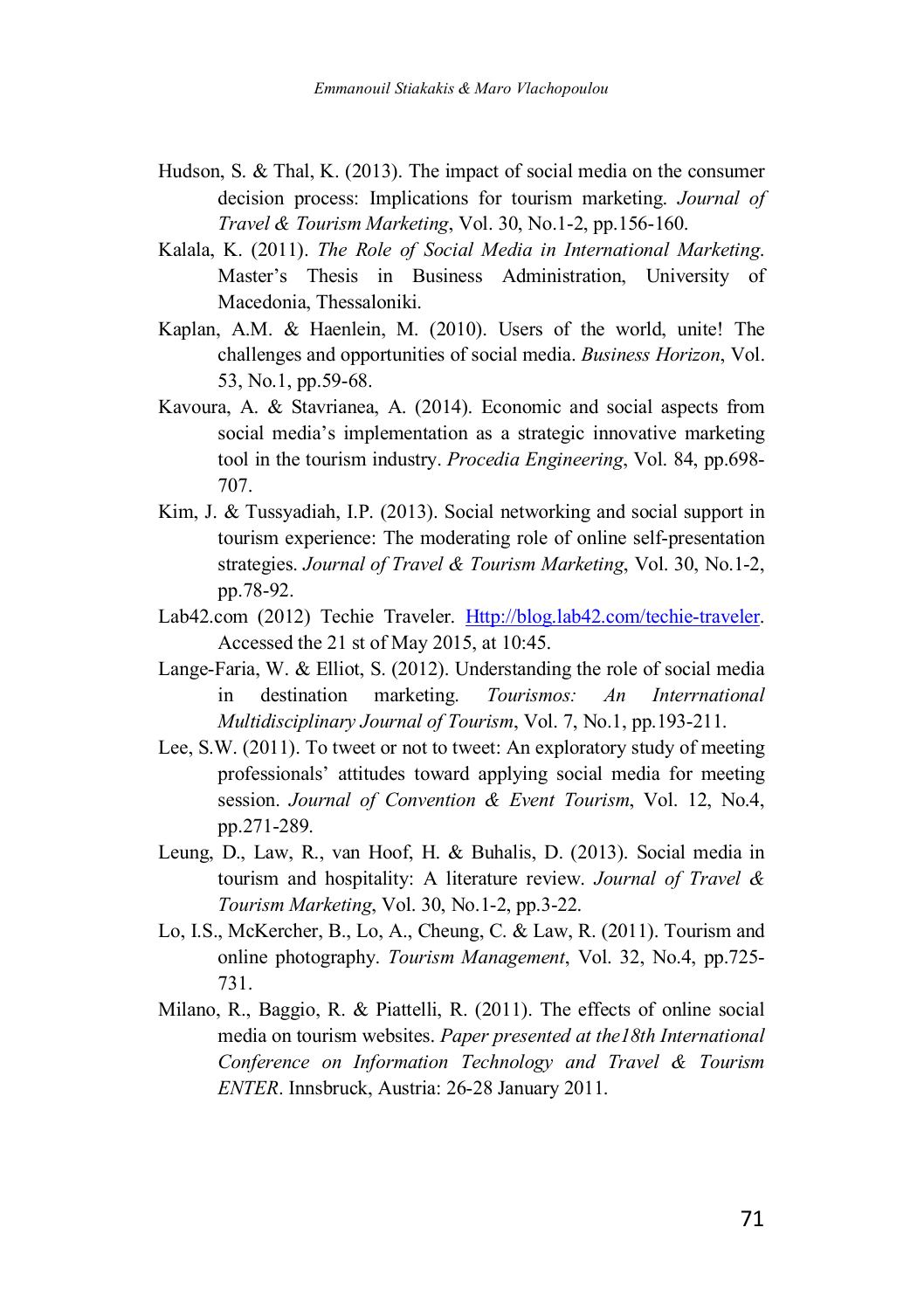Hudson, S. & Thal, K. (2013). The impact of social media on the consumer decision process: Implications for tourism marketing. *Journal of Travel & Tourism Marketing*, Vol. 30, No.1-2, pp.156-160.

Kalala, K. (2011). *The Role of Social Media in International Marketing*. Master's Thesis in Business Administration, University of Macedonia, Thessaloniki.

Kaplan, A.M. & Haenlein, M. (2010). Users of the world, unite! The challenges and opportunities of social media. *Business Horizon*, Vol. 53, No.1, pp.59-68.

Kavoura, A. & Stavrianea, A. (2014). Economic and social aspects from social media's implementation as a strategic innovative marketing tool in the tourism industry. *Procedia Engineering*, Vol. 84, pp.698-707.

Kim, J. & Tussyadiah, I.P. (2013). Social networking and social support in tourism experience: The moderating role of online self-presentation strategies. *Journal of Travel & Tourism Marketing*, Vol. 30, No.1-2, pp.78-92.

Lab42.com (2012) Techie Traveler. Http://blog.lab42.com/techie-traveler. Accessed the 21 st of May 2015, at 10:45.

Lange-Faria, W. & Elliot, S. (2012). Understanding the role of social media in destination marketing. *Tourismos: An Interrnational Multidisciplinary Journal of Tourism*, Vol. 7, No.1, pp.193-211.

Lee, S.W. (2011). To tweet or not to tweet: An exploratory study of meeting professionals' attitudes toward applying social media for meeting session. *Journal of Convention & Event Tourism*, Vol. 12, No.4, pp.271-289.

Leung, D., Law, R., van Hoof, H. & Buhalis, D. (2013). Social media in tourism and hospitality: A literature review. *Journal of Travel & Tourism Marketing*, Vol. 30, No.1-2, pp.3-22.

Lo, I.S., McKercher, B., Lo, A., Cheung, C. & Law, R. (2011). Tourism and online photography. *Tourism Management*, Vol. 32, No.4, pp.725-731.

Milano, R., Baggio, R. & Piattelli, R. (2011). The effects of online social media on tourism websites. *Paper presented at the18th International Conference on Information Technology and Travel & Tourism ENTER*. Innsbruck, Austria: 26-28 January 2011.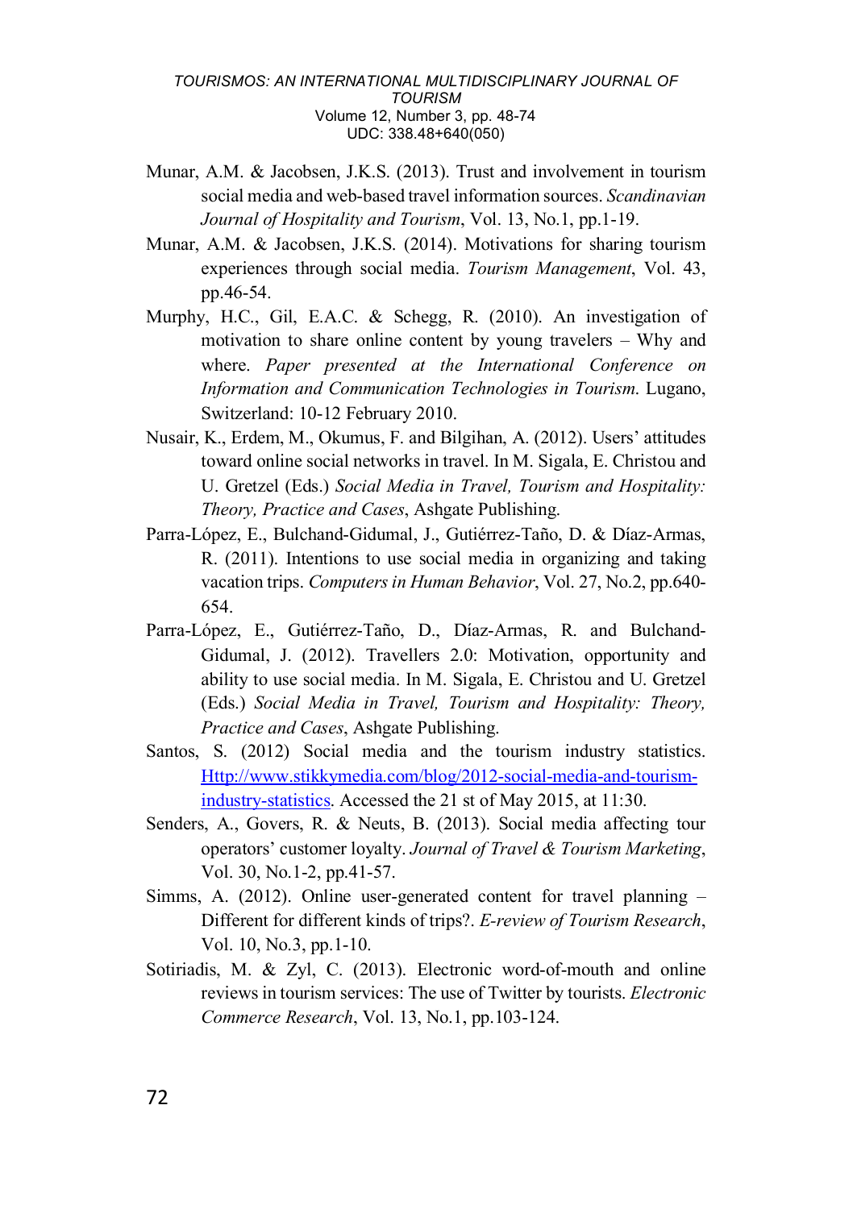Munar, A.M. & Jacobsen, J.K.S. (2013). Trust and involvement in tourism social media and web-based travel information sources. *Scandinavian Journal of Hospitality and Tourism*, Vol. 13, No.1, pp.1-19.

Munar, A.M. & Jacobsen, J.K.S. (2014). Motivations for sharing tourism experiences through social media. *Tourism Management*, Vol. 43, pp.46-54.

Murphy, H.C., Gil, E.A.C. & Schegg, R. (2010). An investigation of motivation to share online content by young travelers – Why and where. *Paper presented at the International Conference on Information and Communication Technologies in Tourism*. Lugano, Switzerland: 10-12 February 2010.

Nusair, K., Erdem, M., Okumus, F. and Bilgihan, A. (2012). Users' attitudes toward online social networks in travel. In M. Sigala, E. Christou and U. Gretzel (Eds.) *Social Media in Travel, Tourism and Hospitality: Theory, Practice and Cases*, Ashgate Publishing.

Parra-López, E., Bulchand-Gidumal, J., Gutiérrez-Taño, D. & Díaz-Armas, R. (2011). Intentions to use social media in organizing and taking vacation trips. *Computers in Human Behavior*, Vol. 27, No.2, pp.640-654.

Parra-López, E., Gutiérrez-Taño, D., Díaz-Armas, R. and Bulchand-Gidumal, J. (2012). Travellers 2.0: Motivation, opportunity and ability to use social media. In M. Sigala, E. Christou and U. Gretzel (Eds.) *Social Media in Travel, Tourism and Hospitality: Theory, Practice and Cases*, Ashgate Publishing.

Santos, S. (2012) Social media and the tourism industry statistics. [Http://www.stikkymedia.com/blog/2012-social-media-and-tourism-industry-statistics](Http://www.stikkymedia.com/blog/2012-social-media-and-tourism-industry-statistics). Accessed the 21 st of May 2015, at 11:30.

Senders, A., Govers, R. & Neuts, B. (2013). Social media affecting tour operators' customer loyalty. *Journal of Travel & Tourism Marketing*, Vol. 30, No.1-2, pp.41-57.

Simms, A. (2012). Online user-generated content for travel planning – Different for different kinds of trips?. *E-review of Tourism Research*, Vol. 10, No.3, pp.1-10.

Sotiriadis, M. & Zyl, C. (2013). Electronic word-of-mouth and online reviews in tourism services: The use of Twitter by tourists. *Electronic Commerce Research*, Vol. 13, No.1, pp.103-124.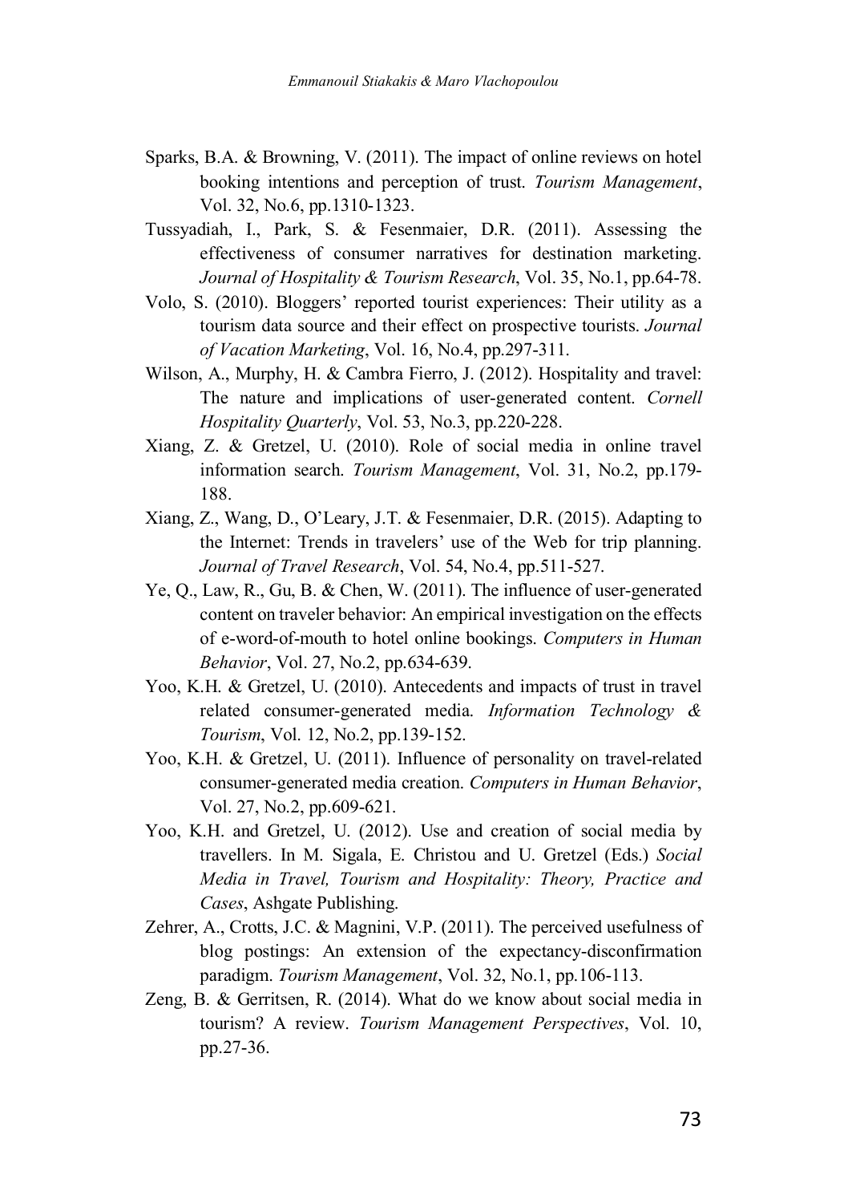Sparks, B.A. & Browning, V. (2011). The impact of online reviews on hotel booking intentions and perception of trust. *Tourism Management*, Vol. 32, No.6, pp.1310-1323.

Tussyadiah, I., Park, S. & Fesenmaier, D.R. (2011). Assessing the effectiveness of consumer narratives for destination marketing. *Journal of Hospitality & Tourism Research*, Vol. 35, No.1, pp.64-78.

Volo, S. (2010). Bloggers' reported tourist experiences: Their utility as a tourism data source and their effect on prospective tourists. *Journal of Vacation Marketing*, Vol. 16, No.4, pp.297-311.

Wilson, A., Murphy, H. & Cambra Fierro, J. (2012). Hospitality and travel: The nature and implications of user-generated content. *Cornell Hospitality Quarterly*, Vol. 53, No.3, pp.220-228.

Xiang, Z. & Gretzel, U. (2010). Role of social media in online travel information search. *Tourism Management*, Vol. 31, No.2, pp.179-188.

Xiang, Z., Wang, D., O'Leary, J.T. & Fesenmaier, D.R. (2015). Adapting to the Internet: Trends in travelers' use of the Web for trip planning. *Journal of Travel Research*, Vol. 54, No.4, pp.511-527.

Ye, Q., Law, R., Gu, B. & Chen, W. (2011). The influence of user-generated content on traveler behavior: An empirical investigation on the effects of e-word-of-mouth to hotel online bookings. *Computers in Human Behavior*, Vol. 27, No.2, pp.634-639.

Yoo, K.H. & Gretzel, U. (2010). Antecedents and impacts of trust in travel related consumer-generated media. *Information Technology & Tourism*, Vol. 12, No.2, pp.139-152.

Yoo, K.H. & Gretzel, U. (2011). Influence of personality on travel-related consumer-generated media creation. *Computers in Human Behavior*, Vol. 27, No.2, pp.609-621.

Yoo, K.H. and Gretzel, U. (2012). Use and creation of social media by travellers. In M. Sigala, E. Christou and U. Gretzel (Eds.) *Social Media in Travel, Tourism and Hospitality: Theory, Practice and Cases*, Ashgate Publishing.

Zehrer, A., Crotts, J.C. & Magnini, V.P. (2011). The perceived usefulness of blog postings: An extension of the expectancy-disconfirmation paradigm. *Tourism Management*, Vol. 32, No.1, pp.106-113.

Zeng, B. & Gerritsen, R. (2014). What do we know about social media in tourism? A review. *Tourism Management Perspectives*, Vol. 10, pp.27-36.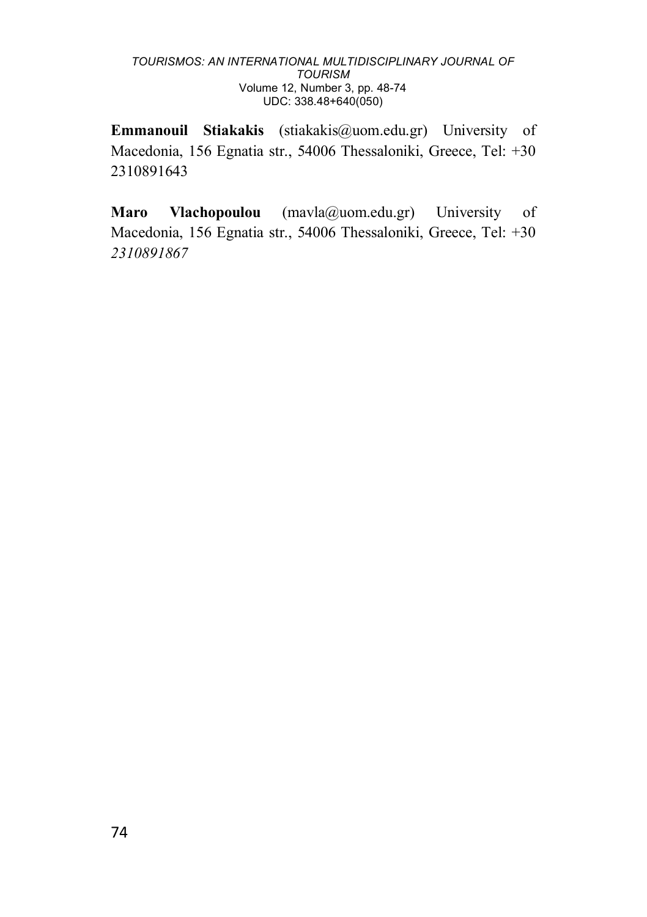**Emmanouil Stiakakis** (stiakakis@uom.edu.gr) University of Macedonia, 156 Egnatia str., 54006 Thessaloniki, Greece, Tel: +30 2310891643

**Maro Vlachopoulou** (mavla@uom.edu.gr) University of Macedonia, 156 Egnatia str., 54006 Thessaloniki, Greece, Tel: +30 *2310891867*